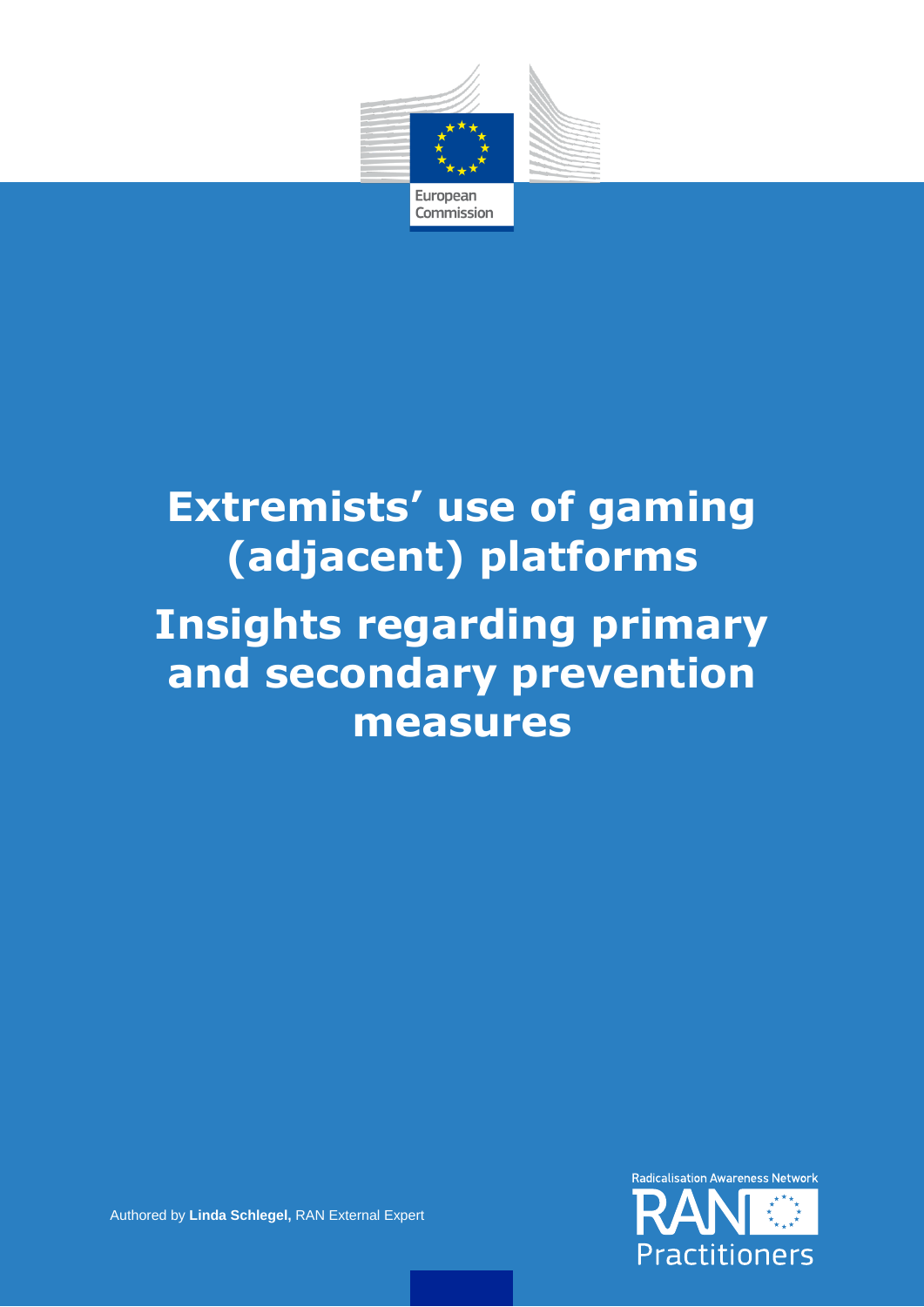European Commission

# Extremists' use of gaming (adjacent) platforms

# Insights regarding primary and secondary prevention measures

Authored by **Linda Schlegel,** RAN External Expert

Radicalisation Awareness Network

RAN Practitioners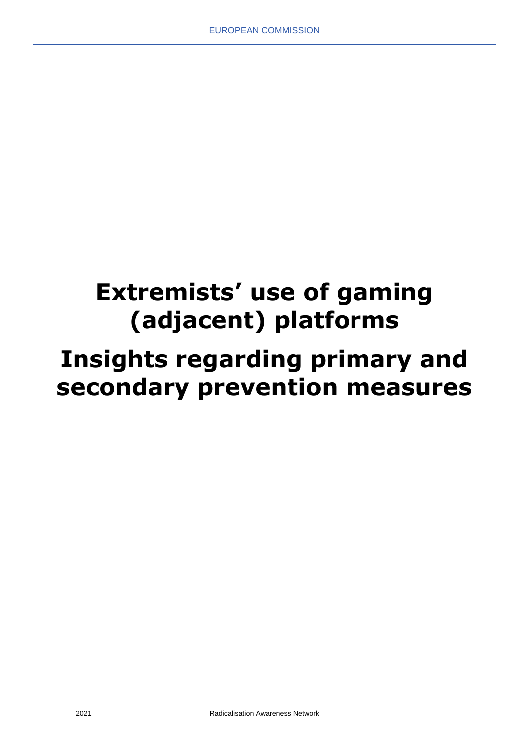# Extremists' use of gaming (adjacent) platforms

# Insights regarding primary and secondary prevention measures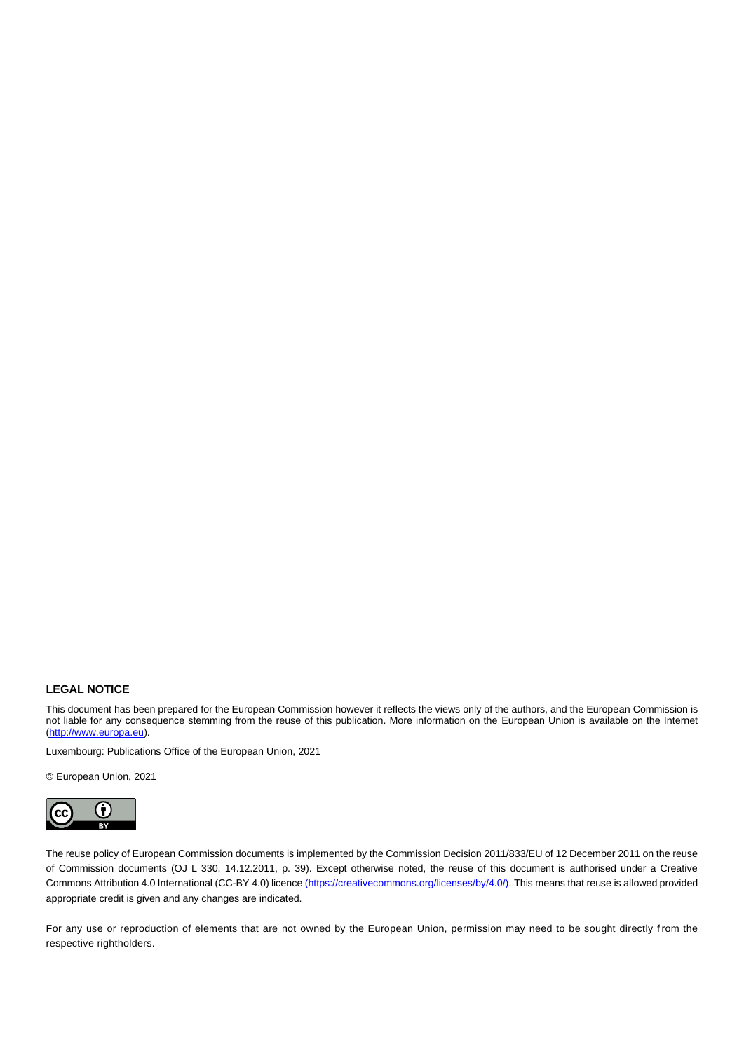**LEGAL NOTICE**

This document has been prepared for the European Commission however it reflects the views only of the authors, and the European Commission is not liable for any consequence stemming from the reuse of this publication. More information on the European Union is available on the Internet (http://www.europa.eu).

Luxembourg: Publications Office of the European Union, 2021

© European Union, 2021

The reuse policy of European Commission documents is implemented by the Commission Decision 2011/833/EU of 12 December 2011 on the reuse of Commission documents (OJ L 330, 14.12.2011, p. 39). Except otherwise noted, the reuse of this document is authorised under a Creative Commons Attribution 4.0 International (CC-BY 4.0) licence (https://creativecommons.org/licenses/by/4.0/). This means that reuse is allowed provided appropriate credit is given and any changes are indicated.

For any use or reproduction of elements that are not owned by the European Union, permission may need to be sought directly from the respective rightholders.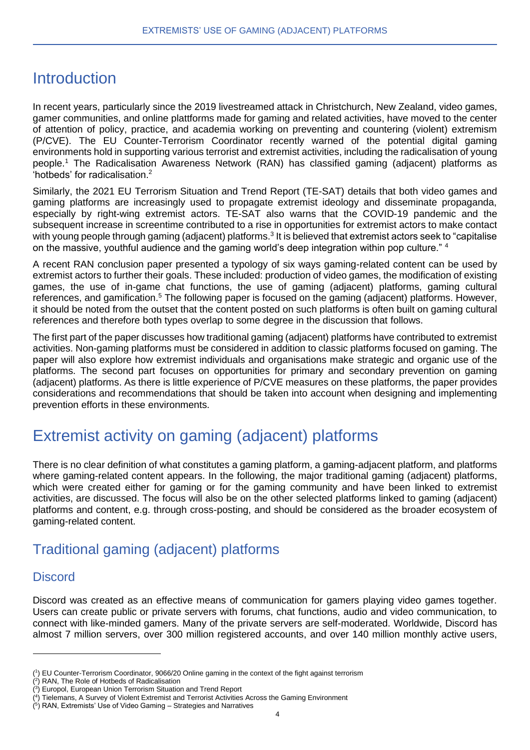# Introduction

In recent years, particularly since the 2019 livestreamed attack in Christchurch, New Zealand, video games, gamer communities, and online plattforms made for gaming and related activities, have moved to the center of attention of policy, practice, and academia working on preventing and countering (violent) extremism (P/CVE). The EU Counter-Terrorism Coordinator recently warned of the potential digital gaming environments hold in supporting various terrorist and extremist activities, including the radicalisation of young people.[1] The Radicalisation Awareness Network (RAN) has classified gaming (adjacent) platforms as 'hotbeds' for radicalisation.[2]

Similarly, the 2021 EU Terrorism Situation and Trend Report (TE-SAT) details that both video games and gaming platforms are increasingly used to propagate extremist ideology and disseminate propaganda, especially by right-wing extremist actors. TE-SAT also warns that the COVID-19 pandemic and the subsequent increase in screentime contributed to a rise in opportunities for extremist actors to make contact with young people through gaming (adjacent) platforms.[3] It is believed that extremist actors seek to "capitalise on the massive, youthful audience and the gaming world's deep integration within pop culture." [4]

A recent RAN conclusion paper presented a typology of six ways gaming-related content can be used by extremist actors to further their goals. These included: production of video games, the modification of existing games, the use of in-game chat functions, the use of gaming (adjacent) platforms, gaming cultural references, and gamification.[5] The following paper is focused on the gaming (adjacent) platforms. However, it should be noted from the outset that the content posted on such platforms is often built on gaming cultural references and therefore both types overlap to some degree in the discussion that follows.

The first part of the paper discusses how traditional gaming (adjacent) platforms have contributed to extremist activities. Non-gaming platforms must be considered in addition to classic platforms focused on gaming. The paper will also explore how extremist individuals and organisations make strategic and organic use of the platforms. The second part focuses on opportunities for primary and secondary prevention on gaming (adjacent) platforms. As there is little experience of P/CVE measures on these platforms, the paper provides considerations and recommendations that should be taken into account when designing and implementing prevention efforts in these environments.

# Extremist activity on gaming (adjacent) platforms

There is no clear definition of what constitutes a gaming platform, a gaming-adjacent platform, and platforms where gaming-related content appears. In the following, the major traditional gaming (adjacent) platforms, which were created either for gaming or for the gaming community and have been linked to extremist activities, are discussed. The focus will also be on the other selected platforms linked to gaming (adjacent) platforms and content, e.g. through cross-posting, and should be considered as the broader ecosystem of gaming-related content.

## Traditional gaming (adjacent) platforms

### Discord

Discord was created as an effective means of communication for gamers playing video games together. Users can create public or private servers with forums, chat functions, audio and video communication, to connect with like-minded gamers. Many of the private servers are self-moderated. Worldwide, Discord has almost 7 million servers, over 300 million registered accounts, and over 140 million monthly active users,

---

(1) EU Counter-Terrorism Coordinator, 9066/20 Online gaming in the context of the fight against terrorism
(2) RAN, The Role of Hotbeds of Radicalisation
(3) Europol, European Union Terrorism Situation and Trend Report
(4) Tielemans, A Survey of Violent Extremist and Terrorist Activities Across the Gaming Environment
(5) RAN, Extremists' Use of Video Gaming – Strategies and Narratives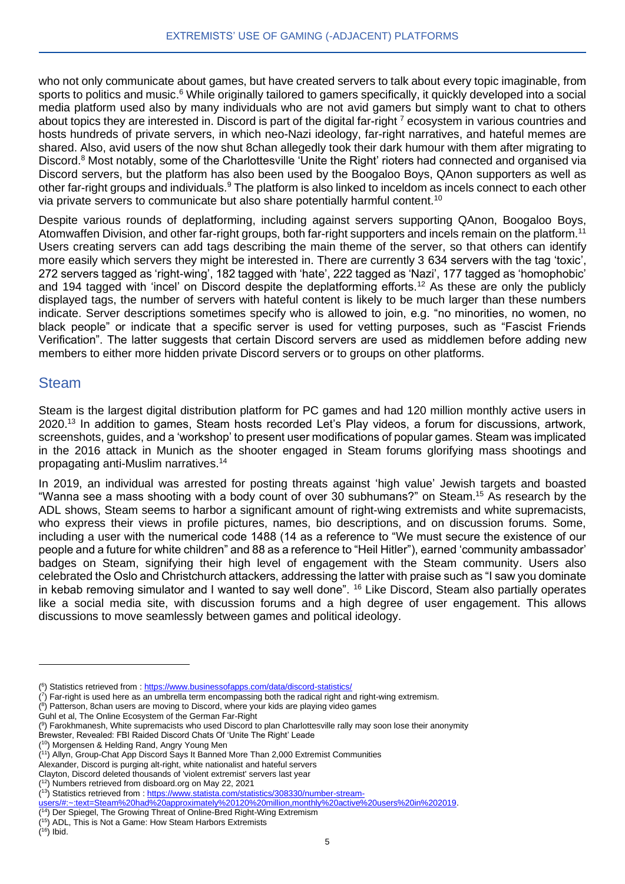who not only communicate about games, but have created servers to talk about every topic imaginable, from sports to politics and music.[6] While originally tailored to gamers specifically, it quickly developed into a social media platform used also by many individuals who are not avid gamers but simply want to chat to others about topics they are interested in. Discord is part of the digital far-right [7] ecosystem in various countries and hosts hundreds of private servers, in which neo-Nazi ideology, far-right narratives, and hateful memes are shared. Also, avid users of the now shut 8chan allegedly took their dark humour with them after migrating to Discord.[8] Most notably, some of the Charlottesville 'Unite the Right' rioters had connected and organised via Discord servers, but the platform has also been used by the Boogaloo Boys, QAnon supporters as well as other far-right groups and individuals.[9] The platform is also linked to inceldom as incels connect to each other via private servers to communicate but also share potentially harmful content.[10]

Despite various rounds of deplatforming, including against servers supporting QAnon, Boogaloo Boys, Atomwaffen Division, and other far-right groups, both far-right supporters and incels remain on the platform.[11] Users creating servers can add tags describing the main theme of the server, so that others can identify more easily which servers they might be interested in. There are currently 3 634 servers with the tag 'toxic', 272 servers tagged as 'right-wing', 182 tagged with 'hate', 222 tagged as 'Nazi', 177 tagged as 'homophobic' and 194 tagged with 'incel' on Discord despite the deplatforming efforts.[12] As these are only the publicly displayed tags, the number of servers with hateful content is likely to be much larger than these numbers indicate. Server descriptions sometimes specify who is allowed to join, e.g. "no minorities, no women, no black people" or indicate that a specific server is used for vetting purposes, such as "Fascist Friends Verification". The latter suggests that certain Discord servers are used as middlemen before adding new members to either more hidden private Discord servers or to groups on other platforms.

## Steam

Steam is the largest digital distribution platform for PC games and had 120 million monthly active users in 2020.[13] In addition to games, Steam hosts recorded Let's Play videos, a forum for discussions, artwork, screenshots, guides, and a 'workshop' to present user modifications of popular games. Steam was implicated in the 2016 attack in Munich as the shooter engaged in Steam forums glorifying mass shootings and propagating anti-Muslim narratives.[14]

In 2019, an individual was arrested for posting threats against 'high value' Jewish targets and boasted "Wanna see a mass shooting with a body count of over 30 subhumans?" on Steam.[15] As research by the ADL shows, Steam seems to harbor a significant amount of right-wing extremists and white supremacists, who express their views in profile pictures, names, bio descriptions, and on discussion forums. Some, including a user with the numerical code 1488 (14 as a reference to "We must secure the existence of our people and a future for white children" and 88 as a reference to "Heil Hitler"), earned 'community ambassador' badges on Steam, signifying their high level of engagement with the Steam community. Users also celebrated the Oslo and Christchurch attackers, addressing the latter with praise such as "I saw you dominate in kebab removing simulator and I wanted to say well done". [16] Like Discord, Steam also partially operates like a social media site, with discussion forums and a high degree of user engagement. This allows discussions to move seamlessly between games and political ideology.

---

([6]) Statistics retrieved from : https://www.businessofapps.com/data/discord-statistics/
([7]) Far-right is used here as an umbrella term encompassing both the radical right and right-wing extremism.
([8]) Patterson, 8chan users are moving to Discord, where your kids are playing video games
Guhl et al, The Online Ecosystem of the German Far-Right
([9]) Farokhmanesh, White supremacists who used Discord to plan Charlottesville rally may soon lose their anonymity
Brewster, Revealed: FBI Raided Discord Chats Of 'Unite The Right' Leade
([10]) Morgensen & Helding Rand, Angry Young Men
([11]) Allyn, Group-Chat App Discord Says It Banned More Than 2,000 Extremist Communities
Alexander, Discord is purging alt-right, white nationalist and hateful servers
Clayton, Discord deleted thousands of 'violent extremist' servers last year
([12]) Numbers retrieved from disboard.org on May 22, 2021
([13]) Statistics retrieved from : https://www.statista.com/statistics/308330/number-stream-users/#:~:text=Steam%20had%20approximately%20120%20million,monthly%20active%20users%20in%202019.
([14]) Der Spiegel, The Growing Threat of Online-Bred Right-Wing Extremism
([15]) ADL, This is Not a Game: How Steam Harbors Extremists
([16]) Ibid.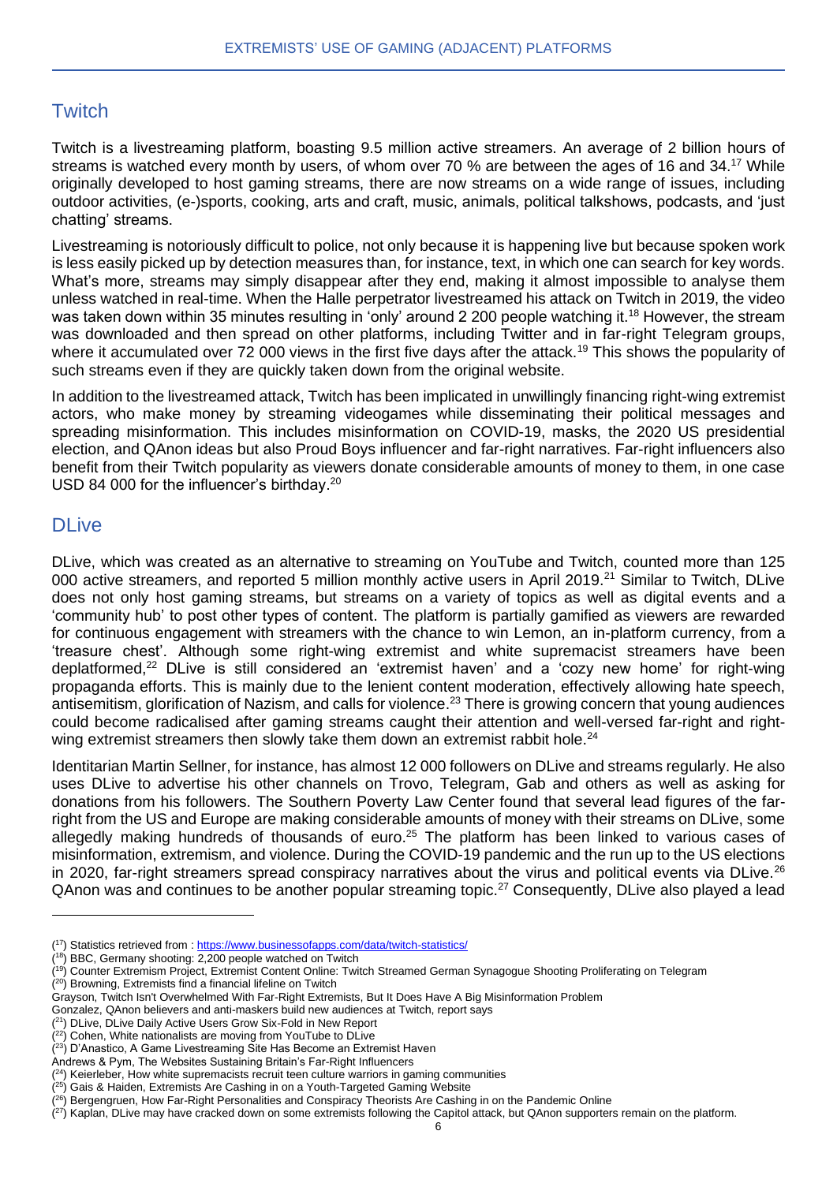## Twitch

Twitch is a livestreaming platform, boasting 9.5 million active streamers. An average of 2 billion hours of streams is watched every month by users, of whom over 70 % are between the ages of 16 and 34.[17] While originally developed to host gaming streams, there are now streams on a wide range of issues, including outdoor activities, (e-)sports, cooking, arts and craft, music, animals, political talkshows, podcasts, and 'just chatting' streams.

Livestreaming is notoriously difficult to police, not only because it is happening live but because spoken work is less easily picked up by detection measures than, for instance, text, in which one can search for key words. What's more, streams may simply disappear after they end, making it almost impossible to analyse them unless watched in real-time. When the Halle perpetrator livestreamed his attack on Twitch in 2019, the video was taken down within 35 minutes resulting in 'only' around 2 200 people watching it.[18] However, the stream was downloaded and then spread on other platforms, including Twitter and in far-right Telegram groups, where it accumulated over 72 000 views in the first five days after the attack.[19] This shows the popularity of such streams even if they are quickly taken down from the original website.

In addition to the livestreamed attack, Twitch has been implicated in unwillingly financing right-wing extremist actors, who make money by streaming videogames while disseminating their political messages and spreading misinformation. This includes misinformation on COVID-19, masks, the 2020 US presidential election, and QAnon ideas but also Proud Boys influencer and far-right narratives. Far-right influencers also benefit from their Twitch popularity as viewers donate considerable amounts of money to them, in one case USD 84 000 for the influencer's birthday.[20]

## DLive

DLive, which was created as an alternative to streaming on YouTube and Twitch, counted more than 125 000 active streamers, and reported 5 million monthly active users in April 2019.[21] Similar to Twitch, DLive does not only host gaming streams, but streams on a variety of topics as well as digital events and a 'community hub' to post other types of content. The platform is partially gamified as viewers are rewarded for continuous engagement with streamers with the chance to win Lemon, an in-platform currency, from a 'treasure chest'. Although some right-wing extremist and white supremacist streamers have been deplatformed,[22] DLive is still considered an 'extremist haven' and a 'cozy new home' for right-wing propaganda efforts. This is mainly due to the lenient content moderation, effectively allowing hate speech, antisemitism, glorification of Nazism, and calls for violence.[23] There is growing concern that young audiences could become radicalised after gaming streams caught their attention and well-versed far-right and right-wing extremist streamers then slowly take them down an extremist rabbit hole.[24]

Identitarian Martin Sellner, for instance, has almost 12 000 followers on DLive and streams regularly. He also uses DLive to advertise his other channels on Trovo, Telegram, Gab and others as well as asking for donations from his followers. The Southern Poverty Law Center found that several lead figures of the far-right from the US and Europe are making considerable amounts of money with their streams on DLive, some allegedly making hundreds of thousands of euro.[25] The platform has been linked to various cases of misinformation, extremism, and violence. During the COVID-19 pandemic and the run up to the US elections in 2020, far-right streamers spread conspiracy narratives about the virus and political events via DLive.[26] QAnon was and continues to be another popular streaming topic.[27] Consequently, DLive also played a lead

---

(17) Statistics retrieved from : https://www.businessofapps.com/data/twitch-statistics/
(18) BBC, Germany shooting: 2,200 people watched on Twitch
(19) Counter Extremism Project, Extremist Content Online: Twitch Streamed German Synagogue Shooting Proliferating on Telegram
(20) Browning, Extremists find a financial lifeline on Twitch
Grayson, Twitch Isn't Overwhelmed With Far-Right Extremists, But It Does Have A Big Misinformation Problem
Gonzalez, QAnon believers and anti-maskers build new audiences at Twitch, report says
(21) DLive, DLive Daily Active Users Grow Six-Fold in New Report
(22) Cohen, White nationalists are moving from YouTube to DLive
(23) D'Anastico, A Game Livestreaming Site Has Become an Extremist Haven
Andrews & Pym, The Websites Sustaining Britain's Far-Right Influencers
(24) Keierleber, How white supremacists recruit teen culture warriors in gaming communities
(25) Gais & Haiden, Extremists Are Cashing in on a Youth-Targeted Gaming Website
(26) Bergengruen, How Far-Right Personalities and Conspiracy Theorists Are Cashing in on the Pandemic Online
(27) Kaplan, DLive may have cracked down on some extremists following the Capitol attack, but QAnon supporters remain on the platform.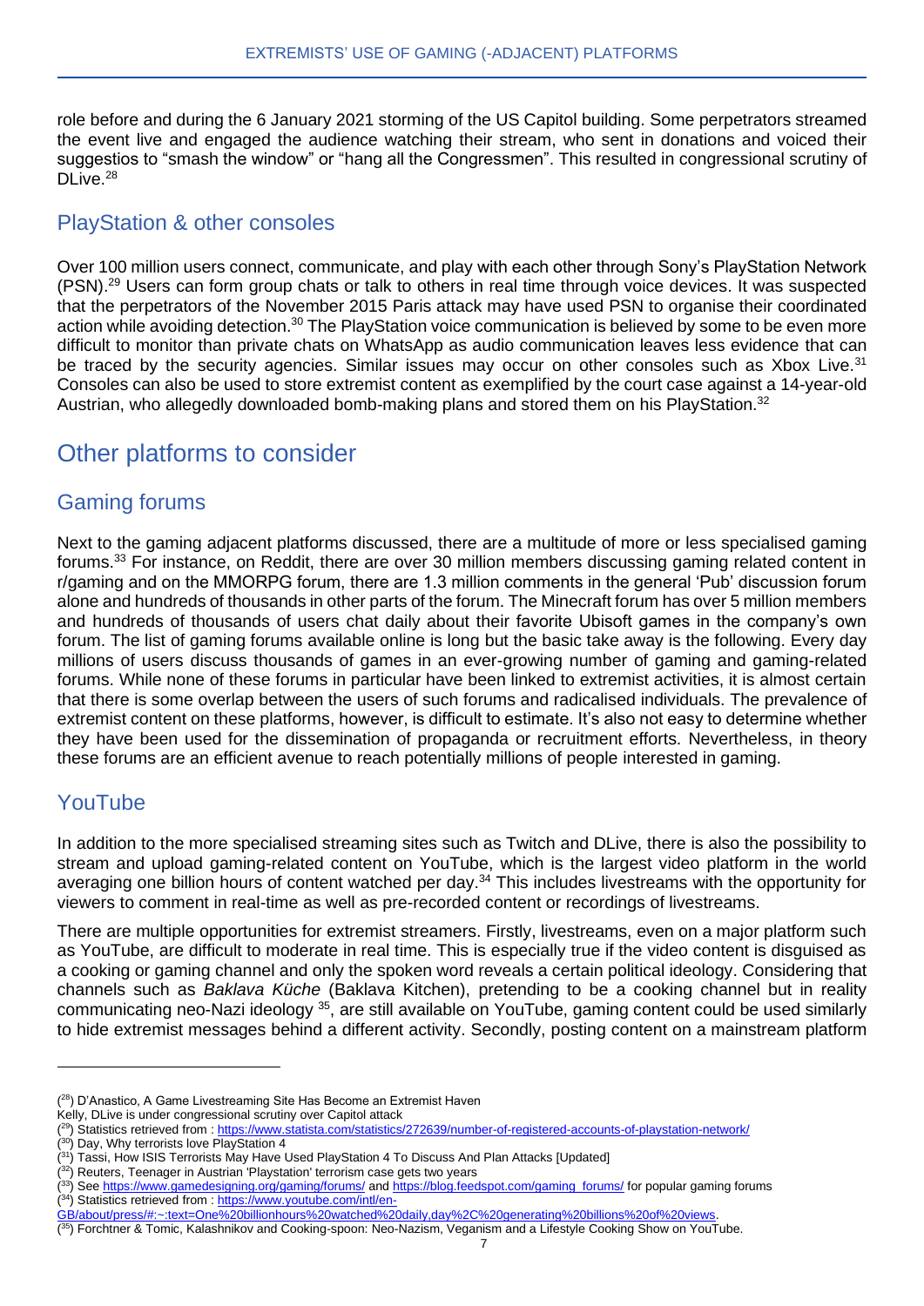role before and during the 6 January 2021 storming of the US Capitol building. Some perpetrators streamed the event live and engaged the audience watching their stream, who sent in donations and voiced their suggestios to "smash the window" or "hang all the Congressmen". This resulted in congressional scrutiny of DLive.[28]

## PlayStation & other consoles

Over 100 million users connect, communicate, and play with each other through Sony's PlayStation Network (PSN).[29] Users can form group chats or talk to others in real time through voice devices. It was suspected that the perpetrators of the November 2015 Paris attack may have used PSN to organise their coordinated action while avoiding detection.[30] The PlayStation voice communication is believed by some to be even more difficult to monitor than private chats on WhatsApp as audio communication leaves less evidence that can be traced by the security agencies. Similar issues may occur on other consoles such as Xbox Live.[31] Consoles can also be used to store extremist content as exemplified by the court case against a 14-year-old Austrian, who allegedly downloaded bomb-making plans and stored them on his PlayStation.[32]

# Other platforms to consider

## Gaming forums

Next to the gaming adjacent platforms discussed, there are a multitude of more or less specialised gaming forums.[33] For instance, on Reddit, there are over 30 million members discussing gaming related content in r/gaming and on the MMORPG forum, there are 1.3 million comments in the general 'Pub' discussion forum alone and hundreds of thousands in other parts of the forum. The Minecraft forum has over 5 million members and hundreds of thousands of users chat daily about their favorite Ubisoft games in the company's own forum. The list of gaming forums available online is long but the basic take away is the following. Every day millions of users discuss thousands of games in an ever-growing number of gaming and gaming-related forums. While none of these forums in particular have been linked to extremist activities, it is almost certain that there is some overlap between the users of such forums and radicalised individuals. The prevalence of extremist content on these platforms, however, is difficult to estimate. It's also not easy to determine whether they have been used for the dissemination of propaganda or recruitment efforts. Nevertheless, in theory these forums are an efficient avenue to reach potentially millions of people interested in gaming.

## YouTube

In addition to the more specialised streaming sites such as Twitch and DLive, there is also the possibility to stream and upload gaming-related content on YouTube, which is the largest video platform in the world averaging one billion hours of content watched per day.[34] This includes livestreams with the opportunity for viewers to comment in real-time as well as pre-recorded content or recordings of livestreams.

There are multiple opportunities for extremist streamers. Firstly, livestreams, even on a major platform such as YouTube, are difficult to moderate in real time. This is especially true if the video content is disguised as a cooking or gaming channel and only the spoken word reveals a certain political ideology. Considering that channels such as *Baklava Küche* (Baklava Kitchen), pretending to be a cooking channel but in reality communicating neo-Nazi ideology [35], are still available on YouTube, gaming content could be used similarly to hide extremist messages behind a different activity. Secondly, posting content on a mainstream platform

---

([28]) D'Anastico, A Game Livestreaming Site Has Become an Extremist Haven
Kelly, DLive is under congressional scrutiny over Capitol attack

([29]) Statistics retrieved from : https://www.statista.com/statistics/272639/number-of-registered-accounts-of-playstation-network/

([30]) Day, Why terrorists love PlayStation 4

([31]) Tassi, How ISIS Terrorists May Have Used PlayStation 4 To Discuss And Plan Attacks [Updated]

([32]) Reuters, Teenager in Austrian 'Playstation' terrorism case gets two years

([33]) See https://www.gamedesigning.org/gaming/forums/ and https://blog.feedspot.com/gaming_forums/ for popular gaming forums

([34]) Statistics retrieved from : https://www.youtube.com/intl/en-GB/about/press/#:~:text=One%20billionhours%20watched%20daily,day%2C%20generating%20billions%20of%20views.

([35]) Forchtner & Tomic, Kalashnikov and Cooking-spoon: Neo-Nazism, Veganism and a Lifestyle Cooking Show on YouTube.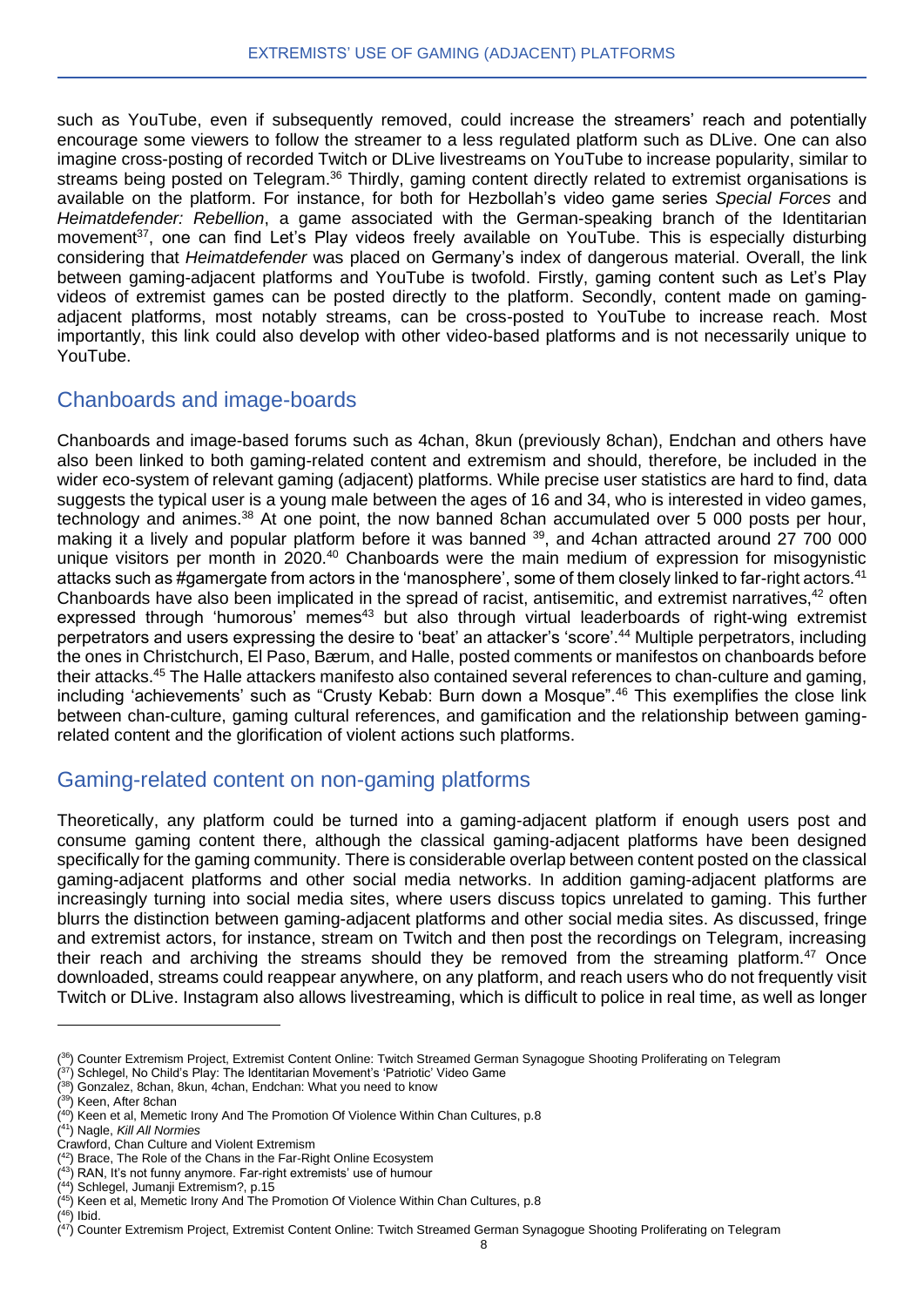such as YouTube, even if subsequently removed, could increase the streamers' reach and potentially encourage some viewers to follow the streamer to a less regulated platform such as DLive. One can also imagine cross-posting of recorded Twitch or DLive livestreams on YouTube to increase popularity, similar to streams being posted on Telegram.[36] Thirdly, gaming content directly related to extremist organisations is available on the platform. For instance, for both for Hezbollah's video game series *Special Forces* and *Heimatdefender: Rebellion*, a game associated with the German-speaking branch of the Identitarian movement[37], one can find Let's Play videos freely available on YouTube. This is especially disturbing considering that *Heimatdefender* was placed on Germany's index of dangerous material. Overall, the link between gaming-adjacent platforms and YouTube is twofold. Firstly, gaming content such as Let's Play videos of extremist games can be posted directly to the platform. Secondly, content made on gaming-adjacent platforms, most notably streams, can be cross-posted to YouTube to increase reach. Most importantly, this link could also develop with other video-based platforms and is not necessarily unique to YouTube.

## Chanboards and image-boards

Chanboards and image-based forums such as 4chan, 8kun (previously 8chan), Endchan and others have also been linked to both gaming-related content and extremism and should, therefore, be included in the wider eco-system of relevant gaming (adjacent) platforms. While precise user statistics are hard to find, data suggests the typical user is a young male between the ages of 16 and 34, who is interested in video games, technology and animes.[38] At one point, the now banned 8chan accumulated over 5 000 posts per hour, making it a lively and popular platform before it was banned [39], and 4chan attracted around 27 700 000 unique visitors per month in 2020.[40] Chanboards were the main medium of expression for misogynistic attacks such as #gamergate from actors in the 'manosphere', some of them closely linked to far-right actors.[41] Chanboards have also been implicated in the spread of racist, antisemitic, and extremist narratives,[42] often expressed through 'humorous' memes[43] but also through virtual leaderboards of right-wing extremist perpetrators and users expressing the desire to 'beat' an attacker's 'score'.[44] Multiple perpetrators, including the ones in Christchurch, El Paso, Bærum, and Halle, posted comments or manifestos on chanboards before their attacks.[45] The Halle attackers manifesto also contained several references to chan-culture and gaming, including 'achievements' such as "Crusty Kebab: Burn down a Mosque".[46] This exemplifies the close link between chan-culture, gaming cultural references, and gamification and the relationship between gaming-related content and the glorification of violent actions such platforms.

## Gaming-related content on non-gaming platforms

Theoretically, any platform could be turned into a gaming-adjacent platform if enough users post and consume gaming content there, although the classical gaming-adjacent platforms have been designed specifically for the gaming community. There is considerable overlap between content posted on the classical gaming-adjacent platforms and other social media networks. In addition gaming-adjacent platforms are increasingly turning into social media sites, where users discuss topics unrelated to gaming. This further blurrs the distinction between gaming-adjacent platforms and other social media sites. As discussed, fringe and extremist actors, for instance, stream on Twitch and then post the recordings on Telegram, increasing their reach and archiving the streams should they be removed from the streaming platform.[47] Once downloaded, streams could reappear anywhere, on any platform, and reach users who do not frequently visit Twitch or DLive. Instagram also allows livestreaming, which is difficult to police in real time, as well as longer

---

(36) Counter Extremism Project, Extremist Content Online: Twitch Streamed German Synagogue Shooting Proliferating on Telegram
(37) Schlegel, No Child's Play: The Identitarian Movement's 'Patriotic' Video Game
(38) Gonzalez, 8chan, 8kun, 4chan, Endchan: What you need to know
(39) Keen, After 8chan
(40) Keen et al, Memetic Irony And The Promotion Of Violence Within Chan Cultures, p.8
(41) Nagle, *Kill All Normies*
Crawford, Chan Culture and Violent Extremism
(42) Brace, The Role of the Chans in the Far-Right Online Ecosystem
(43) RAN, It's not funny anymore. Far-right extremists' use of humour
(44) Schlegel, Jumanji Extremism?, p.15
(45) Keen et al, Memetic Irony And The Promotion Of Violence Within Chan Cultures, p.8
(46) Ibid.
(47) Counter Extremism Project, Extremist Content Online: Twitch Streamed German Synagogue Shooting Proliferating on Telegram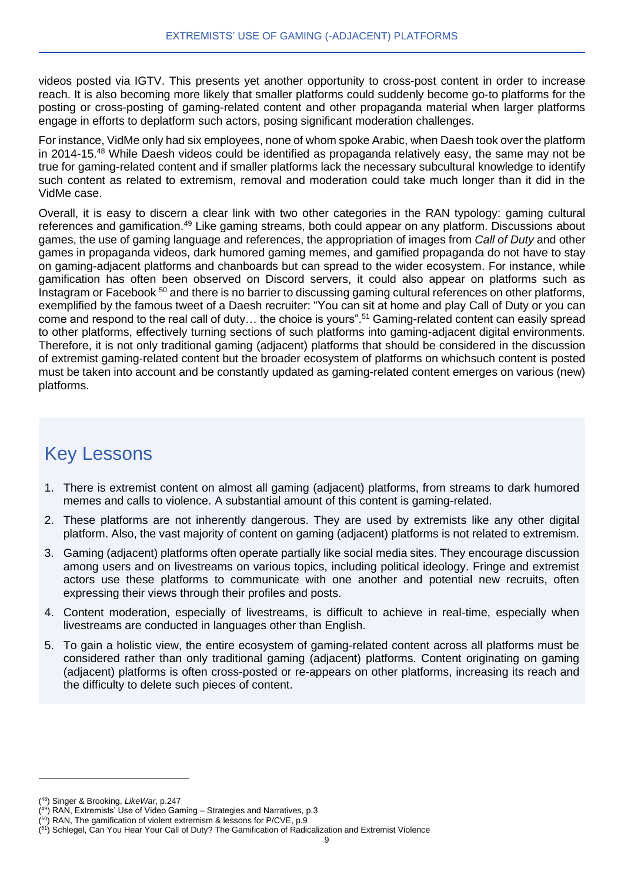videos posted via IGTV. This presents yet another opportunity to cross-post content in order to increase reach. It is also becoming more likely that smaller platforms could suddenly become go-to platforms for the posting or cross-posting of gaming-related content and other propaganda material when larger platforms engage in efforts to deplatform such actors, posing significant moderation challenges.

For instance, VidMe only had six employees, none of whom spoke Arabic, when Daesh took over the platform in 2014-15.[48] While Daesh videos could be identified as propaganda relatively easy, the same may not be true for gaming-related content and if smaller platforms lack the necessary subcultural knowledge to identify such content as related to extremism, removal and moderation could take much longer than it did in the VidMe case.

Overall, it is easy to discern a clear link with two other categories in the RAN typology: gaming cultural references and gamification.[49] Like gaming streams, both could appear on any platform. Discussions about games, the use of gaming language and references, the appropriation of images from *Call of Duty* and other games in propaganda videos, dark humored gaming memes, and gamified propaganda do not have to stay on gaming-adjacent platforms and chanboards but can spread to the wider ecosystem. For instance, while gamification has often been observed on Discord servers, it could also appear on platforms such as Instagram or Facebook [50] and there is no barrier to discussing gaming cultural references on other platforms, exemplified by the famous tweet of a Daesh recruiter: "You can sit at home and play Call of Duty or you can come and respond to the real call of duty… the choice is yours".[51] Gaming-related content can easily spread to other platforms, effectively turning sections of such platforms into gaming-adjacent digital environments. Therefore, it is not only traditional gaming (adjacent) platforms that should be considered in the discussion of extremist gaming-related content but the broader ecosystem of platforms on whichsuch content is posted must be taken into account and be constantly updated as gaming-related content emerges on various (new) platforms.

## Key Lessons

1. There is extremist content on almost all gaming (adjacent) platforms, from streams to dark humored memes and calls to violence. A substantial amount of this content is gaming-related.
2. These platforms are not inherently dangerous. They are used by extremists like any other digital platform. Also, the vast majority of content on gaming (adjacent) platforms is not related to extremism.
3. Gaming (adjacent) platforms often operate partially like social media sites. They encourage discussion among users and on livestreams on various topics, including political ideology. Fringe and extremist actors use these platforms to communicate with one another and potential new recruits, often expressing their views through their profiles and posts.
4. Content moderation, especially of livestreams, is difficult to achieve in real-time, especially when livestreams are conducted in languages other than English.
5. To gain a holistic view, the entire ecosystem of gaming-related content across all platforms must be considered rather than only traditional gaming (adjacent) platforms. Content originating on gaming (adjacent) platforms is often cross-posted or re-appears on other platforms, increasing its reach and the difficulty to delete such pieces of content.

---

(48) Singer & Brooking, *LikeWar*, p.247

(49) RAN, Extremists' Use of Video Gaming – Strategies and Narratives, p.3

(50) RAN, The gamification of violent extremism & lessons for P/CVE, p.9

(51) Schlegel, Can You Hear Your Call of Duty? The Gamification of Radicalization and Extremist Violence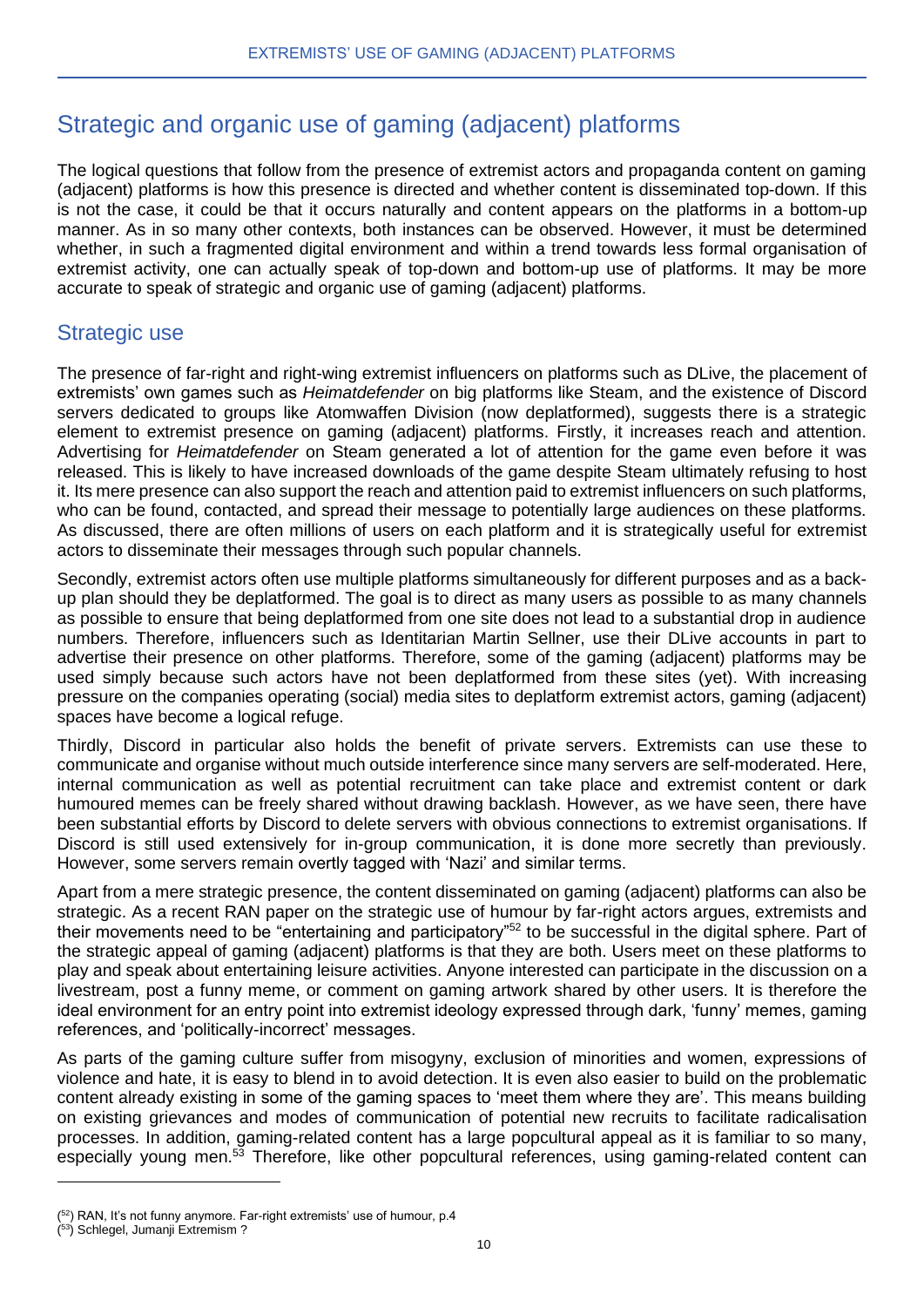## Strategic and organic use of gaming (adjacent) platforms

The logical questions that follow from the presence of extremist actors and propaganda content on gaming (adjacent) platforms is how this presence is directed and whether content is disseminated top-down. If this is not the case, it could be that it occurs naturally and content appears on the platforms in a bottom-up manner. As in so many other contexts, both instances can be observed. However, it must be determined whether, in such a fragmented digital environment and within a trend towards less formal organisation of extremist activity, one can actually speak of top-down and bottom-up use of platforms. It may be more accurate to speak of strategic and organic use of gaming (adjacent) platforms.

### Strategic use

The presence of far-right and right-wing extremist influencers on platforms such as DLive, the placement of extremists' own games such as *Heimatdefender* on big platforms like Steam, and the existence of Discord servers dedicated to groups like Atomwaffen Division (now deplatformed), suggests there is a strategic element to extremist presence on gaming (adjacent) platforms. Firstly, it increases reach and attention. Advertising for *Heimatdefender* on Steam generated a lot of attention for the game even before it was released. This is likely to have increased downloads of the game despite Steam ultimately refusing to host it. Its mere presence can also support the reach and attention paid to extremist influencers on such platforms, who can be found, contacted, and spread their message to potentially large audiences on these platforms. As discussed, there are often millions of users on each platform and it is strategically useful for extremist actors to disseminate their messages through such popular channels.

Secondly, extremist actors often use multiple platforms simultaneously for different purposes and as a back-up plan should they be deplatformed. The goal is to direct as many users as possible to as many channels as possible to ensure that being deplatformed from one site does not lead to a substantial drop in audience numbers. Therefore, influencers such as Identitarian Martin Sellner, use their DLive accounts in part to advertise their presence on other platforms. Therefore, some of the gaming (adjacent) platforms may be used simply because such actors have not been deplatformed from these sites (yet). With increasing pressure on the companies operating (social) media sites to deplatform extremist actors, gaming (adjacent) spaces have become a logical refuge.

Thirdly, Discord in particular also holds the benefit of private servers. Extremists can use these to communicate and organise without much outside interference since many servers are self-moderated. Here, internal communication as well as potential recruitment can take place and extremist content or dark humoured memes can be freely shared without drawing backlash. However, as we have seen, there have been substantial efforts by Discord to delete servers with obvious connections to extremist organisations. If Discord is still used extensively for in-group communication, it is done more secretly than previously. However, some servers remain overtly tagged with 'Nazi' and similar terms.

Apart from a mere strategic presence, the content disseminated on gaming (adjacent) platforms can also be strategic. As a recent RAN paper on the strategic use of humour by far-right actors argues, extremists and their movements need to be "entertaining and participatory"[52] to be successful in the digital sphere. Part of the strategic appeal of gaming (adjacent) platforms is that they are both. Users meet on these platforms to play and speak about entertaining leisure activities. Anyone interested can participate in the discussion on a livestream, post a funny meme, or comment on gaming artwork shared by other users. It is therefore the ideal environment for an entry point into extremist ideology expressed through dark, 'funny' memes, gaming references, and 'politically-incorrect' messages.

As parts of the gaming culture suffer from misogyny, exclusion of minorities and women, expressions of violence and hate, it is easy to blend in to avoid detection. It is even also easier to build on the problematic content already existing in some of the gaming spaces to 'meet them where they are'. This means building on existing grievances and modes of communication of potential new recruits to facilitate radicalisation processes. In addition, gaming-related content has a large popcultural appeal as it is familiar to so many, especially young men.[53] Therefore, like other popcultural references, using gaming-related content can

---

([52]) RAN, It's not funny anymore. Far-right extremists' use of humour, p.4

([53]) Schlegel, Jumanji Extremism ?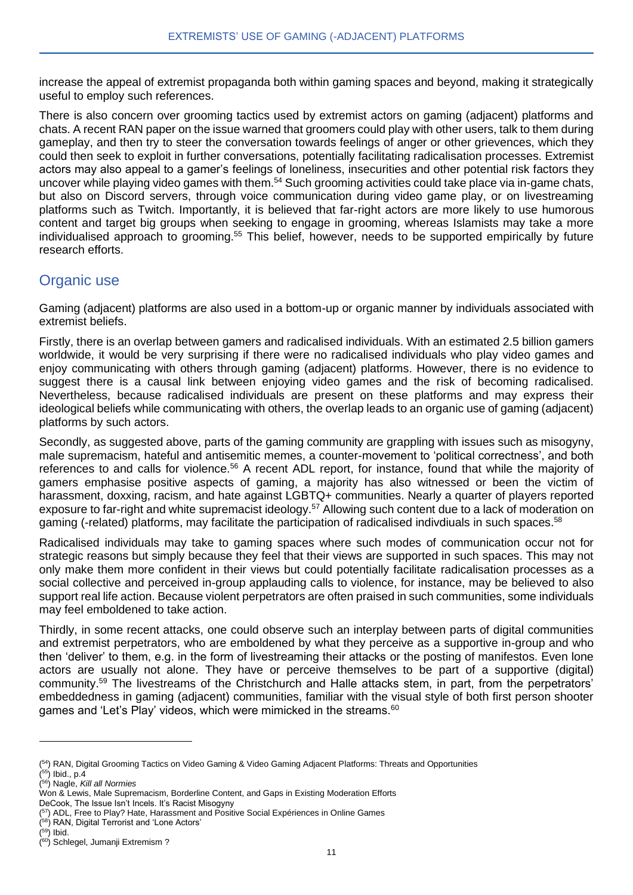increase the appeal of extremist propaganda both within gaming spaces and beyond, making it strategically useful to employ such references.

There is also concern over grooming tactics used by extremist actors on gaming (adjacent) platforms and chats. A recent RAN paper on the issue warned that groomers could play with other users, talk to them during gameplay, and then try to steer the conversation towards feelings of anger or other grievences, which they could then seek to exploit in further conversations, potentially facilitating radicalisation processes. Extremist actors may also appeal to a gamer's feelings of loneliness, insecurities and other potential risk factors they uncover while playing video games with them.[54] Such grooming activities could take place via in-game chats, but also on Discord servers, through voice communication during video game play, or on livestreaming platforms such as Twitch. Importantly, it is believed that far-right actors are more likely to use humorous content and target big groups when seeking to engage in grooming, whereas Islamists may take a more individualised approach to grooming.[55] This belief, however, needs to be supported empirically by future research efforts.

## Organic use

Gaming (adjacent) platforms are also used in a bottom-up or organic manner by individuals associated with extremist beliefs.

Firstly, there is an overlap between gamers and radicalised individuals. With an estimated 2.5 billion gamers worldwide, it would be very surprising if there were no radicalised individuals who play video games and enjoy communicating with others through gaming (adjacent) platforms. However, there is no evidence to suggest there is a causal link between enjoying video games and the risk of becoming radicalised. Nevertheless, because radicalised individuals are present on these platforms and may express their ideological beliefs while communicating with others, the overlap leads to an organic use of gaming (adjacent) platforms by such actors.

Secondly, as suggested above, parts of the gaming community are grappling with issues such as misogyny, male supremacism, hateful and antisemitic memes, a counter-movement to 'political correctness', and both references to and calls for violence.[56] A recent ADL report, for instance, found that while the majority of gamers emphasise positive aspects of gaming, a majority has also witnessed or been the victim of harassment, doxxing, racism, and hate against LGBTQ+ communities. Nearly a quarter of players reported exposure to far-right and white supremacist ideology.[57] Allowing such content due to a lack of moderation on gaming (-related) platforms, may facilitate the participation of radicalised indivdiuals in such spaces.[58]

Radicalised individuals may take to gaming spaces where such modes of communication occur not for strategic reasons but simply because they feel that their views are supported in such spaces. This may not only make them more confident in their views but could potentially facilitate radicalisation processes as a social collective and perceived in-group applauding calls to violence, for instance, may be believed to also support real life action. Because violent perpetrators are often praised in such communities, some individuals may feel emboldened to take action.

Thirdly, in some recent attacks, one could observe such an interplay between parts of digital communities and extremist perpetrators, who are emboldened by what they perceive as a supportive in-group and who then 'deliver' to them, e.g. in the form of livestreaming their attacks or the posting of manifestos. Even lone actors are usually not alone. They have or perceive themselves to be part of a supportive (digital) community.[59] The livestreams of the Christchurch and Halle attacks stem, in part, from the perpetrators' embeddedness in gaming (adjacent) communities, familiar with the visual style of both first person shooter games and 'Let's Play' videos, which were mimicked in the streams.[60]

---

([54]) RAN, Digital Grooming Tactics on Video Gaming & Video Gaming Adjacent Platforms: Threats and Opportunities
([55]) Ibid., p.4
([56]) Nagle, *Kill all Normies*
Won & Lewis, Male Supremacism, Borderline Content, and Gaps in Existing Moderation Efforts
DeCook, The Issue Isn't Incels. It's Racist Misogyny
([57]) ADL, Free to Play? Hate, Harassment and Positive Social Expériences in Online Games
([58]) RAN, Digital Terrorist and 'Lone Actors'
([59]) Ibid.
([60]) Schlegel, Jumanji Extremism ?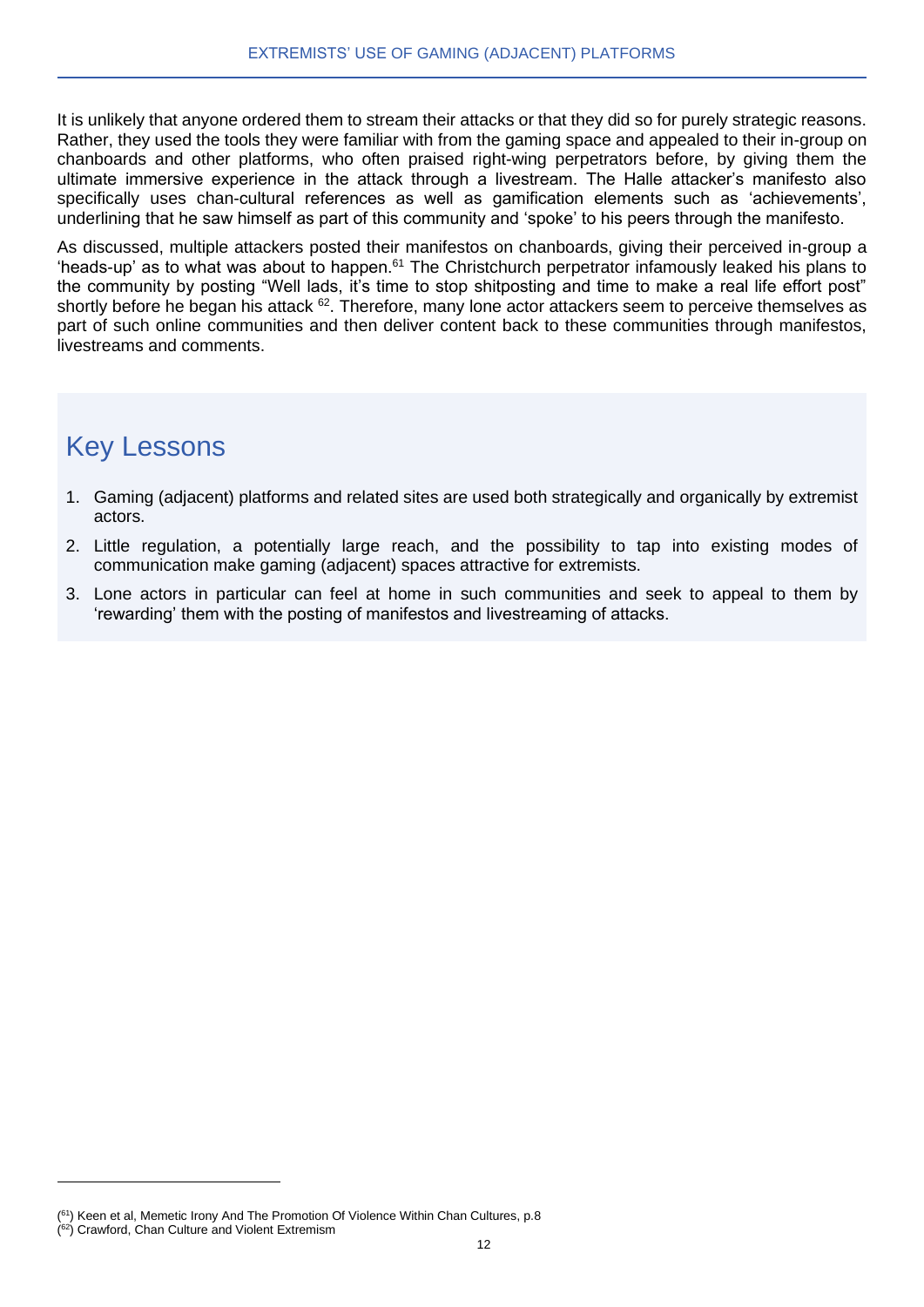It is unlikely that anyone ordered them to stream their attacks or that they did so for purely strategic reasons. Rather, they used the tools they were familiar with from the gaming space and appealed to their in-group on chanboards and other platforms, who often praised right-wing perpetrators before, by giving them the ultimate immersive experience in the attack through a livestream. The Halle attacker's manifesto also specifically uses chan-cultural references as well as gamification elements such as 'achievements', underlining that he saw himself as part of this community and 'spoke' to his peers through the manifesto.

As discussed, multiple attackers posted their manifestos on chanboards, giving their perceived in-group a 'heads-up' as to what was about to happen.[61] The Christchurch perpetrator infamously leaked his plans to the community by posting "Well lads, it's time to stop shitposting and time to make a real life effort post" shortly before he began his attack [62]. Therefore, many lone actor attackers seem to perceive themselves as part of such online communities and then deliver content back to these communities through manifestos, livestreams and comments.

## Key Lessons

1. Gaming (adjacent) platforms and related sites are used both strategically and organically by extremist actors.
2. Little regulation, a potentially large reach, and the possibility to tap into existing modes of communication make gaming (adjacent) spaces attractive for extremists.
3. Lone actors in particular can feel at home in such communities and seek to appeal to them by 'rewarding' them with the posting of manifestos and livestreaming of attacks.

---

([61]) Keen et al, Memetic Irony And The Promotion Of Violence Within Chan Cultures, p.8

([62]) Crawford, Chan Culture and Violent Extremism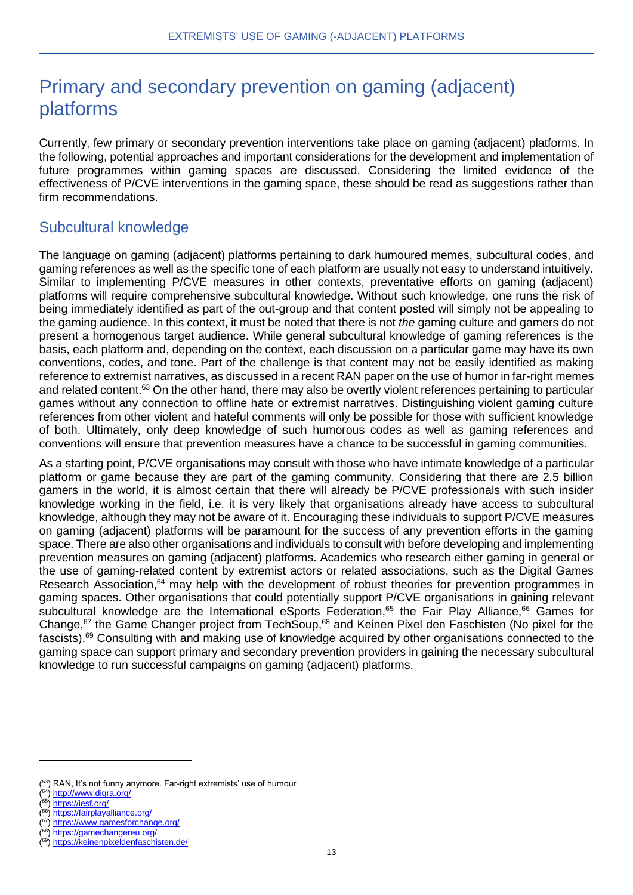# Primary and secondary prevention on gaming (adjacent) platforms

Currently, few primary or secondary prevention interventions take place on gaming (adjacent) platforms. In the following, potential approaches and important considerations for the development and implementation of future programmes within gaming spaces are discussed. Considering the limited evidence of the effectiveness of P/CVE interventions in the gaming space, these should be read as suggestions rather than firm recommendations.

## Subcultural knowledge

The language on gaming (adjacent) platforms pertaining to dark humoured memes, subcultural codes, and gaming references as well as the specific tone of each platform are usually not easy to understand intuitively. Similar to implementing P/CVE measures in other contexts, preventative efforts on gaming (adjacent) platforms will require comprehensive subcultural knowledge. Without such knowledge, one runs the risk of being immediately identified as part of the out-group and that content posted will simply not be appealing to the gaming audience. In this context, it must be noted that there is not *the* gaming culture and gamers do not present a homogenous target audience. While general subcultural knowledge of gaming references is the basis, each platform and, depending on the context, each discussion on a particular game may have its own conventions, codes, and tone. Part of the challenge is that content may not be easily identified as making reference to extremist narratives, as discussed in a recent RAN paper on the use of humor in far-right memes and related content.[63] On the other hand, there may also be overtly violent references pertaining to particular games without any connection to offline hate or extremist narratives. Distinguishing violent gaming culture references from other violent and hateful comments will only be possible for those with sufficient knowledge of both. Ultimately, only deep knowledge of such humorous codes as well as gaming references and conventions will ensure that prevention measures have a chance to be successful in gaming communities.

As a starting point, P/CVE organisations may consult with those who have intimate knowledge of a particular platform or game because they are part of the gaming community. Considering that there are 2.5 billion gamers in the world, it is almost certain that there will already be P/CVE professionals with such insider knowledge working in the field, i.e. it is very likely that organisations already have access to subcultural knowledge, although they may not be aware of it. Encouraging these individuals to support P/CVE measures on gaming (adjacent) platforms will be paramount for the success of any prevention efforts in the gaming space. There are also other organisations and individuals to consult with before developing and implementing prevention measures on gaming (adjacent) platforms. Academics who research either gaming in general or the use of gaming-related content by extremist actors or related associations, such as the Digital Games Research Association,[64] may help with the development of robust theories for prevention programmes in gaming spaces. Other organisations that could potentially support P/CVE organisations in gaining relevant subcultural knowledge are the International eSports Federation,[65] the Fair Play Alliance,[66] Games for Change,[67] the Game Changer project from TechSoup,[68] and Keinen Pixel den Faschisten (No pixel for the fascists).[69] Consulting with and making use of knowledge acquired by other organisations connected to the gaming space can support primary and secondary prevention providers in gaining the necessary subcultural knowledge to run successful campaigns on gaming (adjacent) platforms.

---

(63) RAN, It's not funny anymore. Far-right extremists' use of humour

(64) http://www.digra.org/

(65) https://iesf.org/

(66) https://fairplayalliance.org/

(67) https://www.gamesforchange.org/

(68) https://gamechangereu.org/

(69) https://keinenpixeldenfaschisten.de/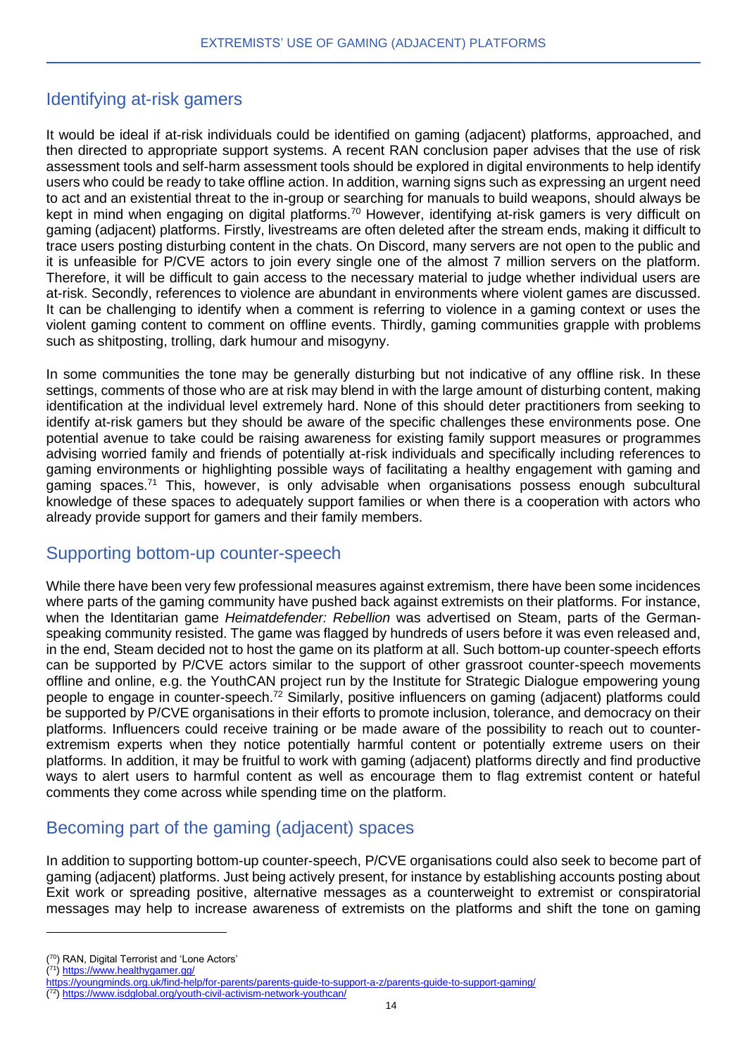## Identifying at-risk gamers

It would be ideal if at-risk individuals could be identified on gaming (adjacent) platforms, approached, and then directed to appropriate support systems. A recent RAN conclusion paper advises that the use of risk assessment tools and self-harm assessment tools should be explored in digital environments to help identify users who could be ready to take offline action. In addition, warning signs such as expressing an urgent need to act and an existential threat to the in-group or searching for manuals to build weapons, should always be kept in mind when engaging on digital platforms.[70] However, identifying at-risk gamers is very difficult on gaming (adjacent) platforms. Firstly, livestreams are often deleted after the stream ends, making it difficult to trace users posting disturbing content in the chats. On Discord, many servers are not open to the public and it is unfeasible for P/CVE actors to join every single one of the almost 7 million servers on the platform. Therefore, it will be difficult to gain access to the necessary material to judge whether individual users are at-risk. Secondly, references to violence are abundant in environments where violent games are discussed. It can be challenging to identify when a comment is referring to violence in a gaming context or uses the violent gaming content to comment on offline events. Thirdly, gaming communities grapple with problems such as shitposting, trolling, dark humour and misogyny.

In some communities the tone may be generally disturbing but not indicative of any offline risk. In these settings, comments of those who are at risk may blend in with the large amount of disturbing content, making identification at the individual level extremely hard. None of this should deter practitioners from seeking to identify at-risk gamers but they should be aware of the specific challenges these environments pose. One potential avenue to take could be raising awareness for existing family support measures or programmes advising worried family and friends of potentially at-risk individuals and specifically including references to gaming environments or highlighting possible ways of facilitating a healthy engagement with gaming and gaming spaces.[71] This, however, is only advisable when organisations possess enough subcultural knowledge of these spaces to adequately support families or when there is a cooperation with actors who already provide support for gamers and their family members.

## Supporting bottom-up counter-speech

While there have been very few professional measures against extremism, there have been some incidences where parts of the gaming community have pushed back against extremists on their platforms. For instance, when the Identitarian game *Heimatdefender: Rebellion* was advertised on Steam, parts of the German-speaking community resisted. The game was flagged by hundreds of users before it was even released and, in the end, Steam decided not to host the game on its platform at all. Such bottom-up counter-speech efforts can be supported by P/CVE actors similar to the support of other grassroot counter-speech movements offline and online, e.g. the YouthCAN project run by the Institute for Strategic Dialogue empowering young people to engage in counter-speech.[72] Similarly, positive influencers on gaming (adjacent) platforms could be supported by P/CVE organisations in their efforts to promote inclusion, tolerance, and democracy on their platforms. Influencers could receive training or be made aware of the possibility to reach out to counter-extremism experts when they notice potentially harmful content or potentially extreme users on their platforms. In addition, it may be fruitful to work with gaming (adjacent) platforms directly and find productive ways to alert users to harmful content as well as encourage them to flag extremist content or hateful comments they come across while spending time on the platform.

## Becoming part of the gaming (adjacent) spaces

In addition to supporting bottom-up counter-speech, P/CVE organisations could also seek to become part of gaming (adjacent) platforms. Just being actively present, for instance by establishing accounts posting about Exit work or spreading positive, alternative messages as a counterweight to extremist or conspiratorial messages may help to increase awareness of extremists on the platforms and shift the tone on gaming

---

(70) RAN, Digital Terrorist and 'Lone Actors'

(71) https://www.healthygamer.gg/
https://youngminds.org.uk/find-help/for-parents/parents-guide-to-support-a-z/parents-guide-to-support-gaming/

(72) https://www.isdglobal.org/youth-civil-activism-network-youthcan/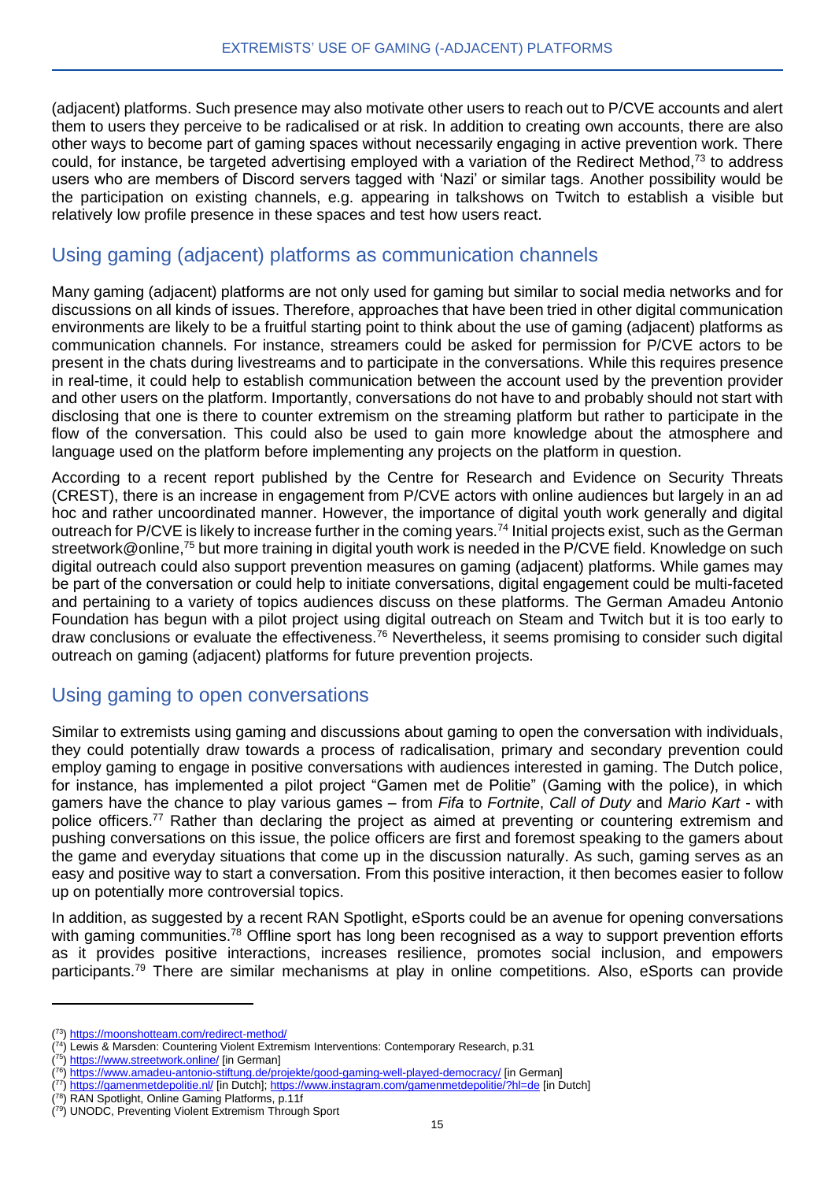(adjacent) platforms. Such presence may also motivate other users to reach out to P/CVE accounts and alert them to users they perceive to be radicalised or at risk. In addition to creating own accounts, there are also other ways to become part of gaming spaces without necessarily engaging in active prevention work. There could, for instance, be targeted advertising employed with a variation of the Redirect Method,[73] to address users who are members of Discord servers tagged with 'Nazi' or similar tags. Another possibility would be the participation on existing channels, e.g. appearing in talkshows on Twitch to establish a visible but relatively low profile presence in these spaces and test how users react.

## Using gaming (adjacent) platforms as communication channels

Many gaming (adjacent) platforms are not only used for gaming but similar to social media networks and for discussions on all kinds of issues. Therefore, approaches that have been tried in other digital communication environments are likely to be a fruitful starting point to think about the use of gaming (adjacent) platforms as communication channels. For instance, streamers could be asked for permission for P/CVE actors to be present in the chats during livestreams and to participate in the conversations. While this requires presence in real-time, it could help to establish communication between the account used by the prevention provider and other users on the platform. Importantly, conversations do not have to and probably should not start with disclosing that one is there to counter extremism on the streaming platform but rather to participate in the flow of the conversation. This could also be used to gain more knowledge about the atmosphere and language used on the platform before implementing any projects on the platform in question.

According to a recent report published by the Centre for Research and Evidence on Security Threats (CREST), there is an increase in engagement from P/CVE actors with online audiences but largely in an ad hoc and rather uncoordinated manner. However, the importance of digital youth work generally and digital outreach for P/CVE is likely to increase further in the coming years.[74] Initial projects exist, such as the German streetwork@online,[75] but more training in digital youth work is needed in the P/CVE field. Knowledge on such digital outreach could also support prevention measures on gaming (adjacent) platforms. While games may be part of the conversation or could help to initiate conversations, digital engagement could be multi-faceted and pertaining to a variety of topics audiences discuss on these platforms. The German Amadeu Antonio Foundation has begun with a pilot project using digital outreach on Steam and Twitch but it is too early to draw conclusions or evaluate the effectiveness.[76] Nevertheless, it seems promising to consider such digital outreach on gaming (adjacent) platforms for future prevention projects.

## Using gaming to open conversations

Similar to extremists using gaming and discussions about gaming to open the conversation with individuals, they could potentially draw towards a process of radicalisation, primary and secondary prevention could employ gaming to engage in positive conversations with audiences interested in gaming. The Dutch police, for instance, has implemented a pilot project "Gamen met de Politie" (Gaming with the police), in which gamers have the chance to play various games – from *Fifa* to *Fortnite*, *Call of Duty* and *Mario Kart* - with police officers.[77] Rather than declaring the project as aimed at preventing or countering extremism and pushing conversations on this issue, the police officers are first and foremost speaking to the gamers about the game and everyday situations that come up in the discussion naturally. As such, gaming serves as an easy and positive way to start a conversation. From this positive interaction, it then becomes easier to follow up on potentially more controversial topics.

In addition, as suggested by a recent RAN Spotlight, eSports could be an avenue for opening conversations with gaming communities.[78] Offline sport has long been recognised as a way to support prevention efforts as it provides positive interactions, increases resilience, promotes social inclusion, and empowers participants.[79] There are similar mechanisms at play in online competitions. Also, eSports can provide

---

(73) https://moonshotteam.com/redirect-method/

(74) Lewis & Marsden: Countering Violent Extremism Interventions: Contemporary Research, p.31

(75) https://www.streetwork.online/ [in German]

(76) https://www.amadeu-antonio-stiftung.de/projekte/good-gaming-well-played-democracy/ [in German]

(77) https://gamenmetdepolitie.nl/ [in Dutch]; https://www.instagram.com/gamenmetdepolitie/?hl=de [in Dutch]

(78) RAN Spotlight, Online Gaming Platforms, p.11f

(79) UNODC, Preventing Violent Extremism Through Sport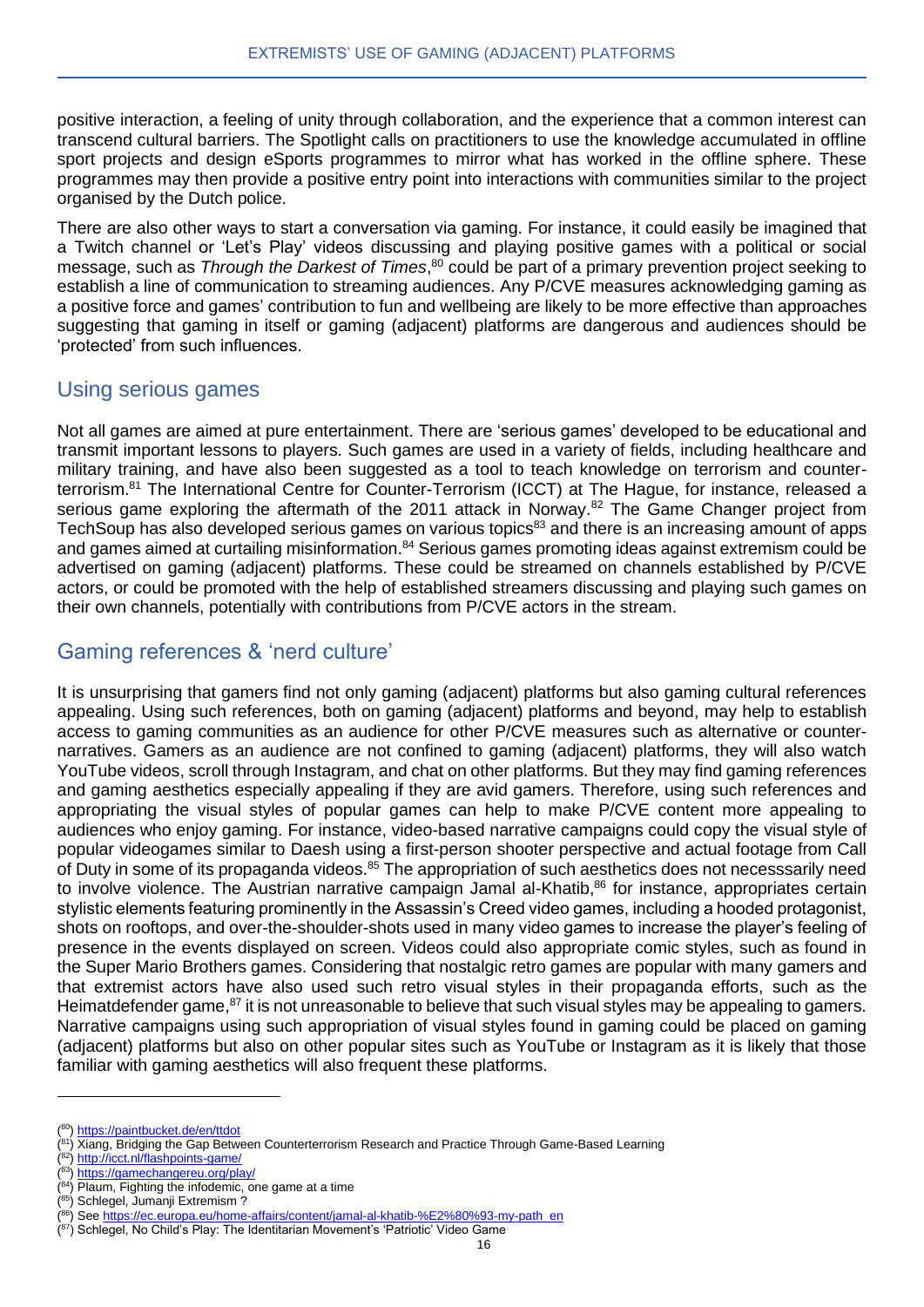positive interaction, a feeling of unity through collaboration, and the experience that a common interest can transcend cultural barriers. The Spotlight calls on practitioners to use the knowledge accumulated in offline sport projects and design eSports programmes to mirror what has worked in the offline sphere. These programmes may then provide a positive entry point into interactions with communities similar to the project organised by the Dutch police.

There are also other ways to start a conversation via gaming. For instance, it could easily be imagined that a Twitch channel or 'Let's Play' videos discussing and playing positive games with a political or social message, such as *Through the Darkest of Times*,[80] could be part of a primary prevention project seeking to establish a line of communication to streaming audiences. Any P/CVE measures acknowledging gaming as a positive force and games' contribution to fun and wellbeing are likely to be more effective than approaches suggesting that gaming in itself or gaming (adjacent) platforms are dangerous and audiences should be 'protected' from such influences.

## Using serious games

Not all games are aimed at pure entertainment. There are 'serious games' developed to be educational and transmit important lessons to players. Such games are used in a variety of fields, including healthcare and military training, and have also been suggested as a tool to teach knowledge on terrorism and counter-terrorism.[81] The International Centre for Counter-Terrorism (ICCT) at The Hague, for instance, released a serious game exploring the aftermath of the 2011 attack in Norway.[82] The Game Changer project from TechSoup has also developed serious games on various topics[83] and there is an increasing amount of apps and games aimed at curtailing misinformation.[84] Serious games promoting ideas against extremism could be advertised on gaming (adjacent) platforms. These could be streamed on channels established by P/CVE actors, or could be promoted with the help of established streamers discussing and playing such games on their own channels, potentially with contributions from P/CVE actors in the stream.

## Gaming references & 'nerd culture'

It is unsurprising that gamers find not only gaming (adjacent) platforms but also gaming cultural references appealing. Using such references, both on gaming (adjacent) platforms and beyond, may help to establish access to gaming communities as an audience for other P/CVE measures such as alternative or counter-narratives. Gamers as an audience are not confined to gaming (adjacent) platforms, they will also watch YouTube videos, scroll through Instagram, and chat on other platforms. But they may find gaming references and gaming aesthetics especially appealing if they are avid gamers. Therefore, using such references and appropriating the visual styles of popular games can help to make P/CVE content more appealing to audiences who enjoy gaming. For instance, video-based narrative campaigns could copy the visual style of popular videogames similar to Daesh using a first-person shooter perspective and actual footage from Call of Duty in some of its propaganda videos.[85] The appropriation of such aesthetics does not necesssarily need to involve violence. The Austrian narrative campaign Jamal al-Khatib,[86] for instance, appropriates certain stylistic elements featuring prominently in the Assassin's Creed video games, including a hooded protagonist, shots on rooftops, and over-the-shoulder-shots used in many video games to increase the player's feeling of presence in the events displayed on screen. Videos could also appropriate comic styles, such as found in the Super Mario Brothers games. Considering that nostalgic retro games are popular with many gamers and that extremist actors have also used such retro visual styles in their propaganda efforts, such as the Heimatdefender game,[87] it is not unreasonable to believe that such visual styles may be appealing to gamers. Narrative campaigns using such appropriation of visual styles found in gaming could be placed on gaming (adjacent) platforms but also on other popular sites such as YouTube or Instagram as it is likely that those familiar with gaming aesthetics will also frequent these platforms.

---

([80]) https://paintbucket.de/en/ttdot
([81]) Xiang, Bridging the Gap Between Counterterrorism Research and Practice Through Game-Based Learning
([82]) http://icct.nl/flashpoints-game/
([83]) https://gamechangereu.org/play/
([84]) Plaum, Fighting the infodemic, one game at a time
([85]) Schlegel, Jumanji Extremism ?
([86]) See https://ec.europa.eu/home-affairs/content/jamal-al-khatib-%E2%80%93-my-path_en
([87]) Schlegel, No Child's Play: The Identitarian Movement's 'Patriotic' Video Game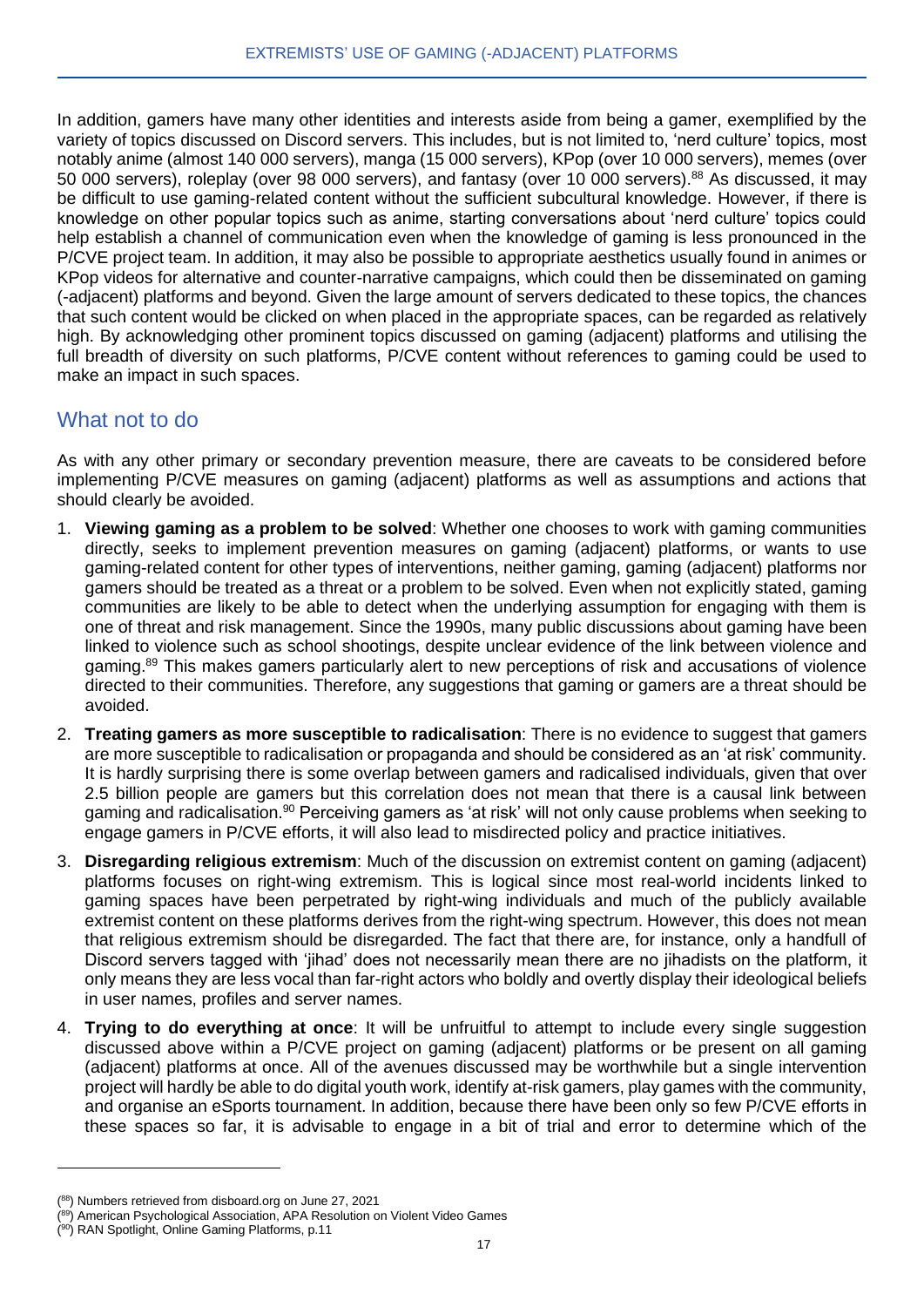In addition, gamers have many other identities and interests aside from being a gamer, exemplified by the variety of topics discussed on Discord servers. This includes, but is not limited to, 'nerd culture' topics, most notably anime (almost 140 000 servers), manga (15 000 servers), KPop (over 10 000 servers), memes (over 50 000 servers), roleplay (over 98 000 servers), and fantasy (over 10 000 servers).[88] As discussed, it may be difficult to use gaming-related content without the sufficient subcultural knowledge. However, if there is knowledge on other popular topics such as anime, starting conversations about 'nerd culture' topics could help establish a channel of communication even when the knowledge of gaming is less pronounced in the P/CVE project team. In addition, it may also be possible to appropriate aesthetics usually found in animes or KPop videos for alternative and counter-narrative campaigns, which could then be disseminated on gaming (-adjacent) platforms and beyond. Given the large amount of servers dedicated to these topics, the chances that such content would be clicked on when placed in the appropriate spaces, can be regarded as relatively high. By acknowledging other prominent topics discussed on gaming (adjacent) platforms and utilising the full breadth of diversity on such platforms, P/CVE content without references to gaming could be used to make an impact in such spaces.

## What not to do

As with any other primary or secondary prevention measure, there are caveats to be considered before implementing P/CVE measures on gaming (adjacent) platforms as well as assumptions and actions that should clearly be avoided.

1. **Viewing gaming as a problem to be solved**: Whether one chooses to work with gaming communities directly, seeks to implement prevention measures on gaming (adjacent) platforms, or wants to use gaming-related content for other types of interventions, neither gaming, gaming (adjacent) platforms nor gamers should be treated as a threat or a problem to be solved. Even when not explicitly stated, gaming communities are likely to be able to detect when the underlying assumption for engaging with them is one of threat and risk management. Since the 1990s, many public discussions about gaming have been linked to violence such as school shootings, despite unclear evidence of the link between violence and gaming.[89] This makes gamers particularly alert to new perceptions of risk and accusations of violence directed to their communities. Therefore, any suggestions that gaming or gamers are a threat should be avoided.
2. **Treating gamers as more susceptible to radicalisation**: There is no evidence to suggest that gamers are more susceptible to radicalisation or propaganda and should be considered as an 'at risk' community. It is hardly surprising there is some overlap between gamers and radicalised individuals, given that over 2.5 billion people are gamers but this correlation does not mean that there is a causal link between gaming and radicalisation.[90] Perceiving gamers as 'at risk' will not only cause problems when seeking to engage gamers in P/CVE efforts, it will also lead to misdirected policy and practice initiatives.
3. **Disregarding religious extremism**: Much of the discussion on extremist content on gaming (adjacent) platforms focuses on right-wing extremism. This is logical since most real-world incidents linked to gaming spaces have been perpetrated by right-wing individuals and much of the publicly available extremist content on these platforms derives from the right-wing spectrum. However, this does not mean that religious extremism should be disregarded. The fact that there are, for instance, only a handfull of Discord servers tagged with 'jihad' does not necessarily mean there are no jihadists on the platform, it only means they are less vocal than far-right actors who boldly and overtly display their ideological beliefs in user names, profiles and server names.
4. **Trying to do everything at once**: It will be unfruitful to attempt to include every single suggestion discussed above within a P/CVE project on gaming (adjacent) platforms or be present on all gaming (adjacent) platforms at once. All of the avenues discussed may be worthwhile but a single intervention project will hardly be able to do digital youth work, identify at-risk gamers, play games with the community, and organise an eSports tournament. In addition, because there have been only so few P/CVE efforts in these spaces so far, it is advisable to engage in a bit of trial and error to determine which of the

---

(88) Numbers retrieved from disboard.org on June 27, 2021

(89) American Psychological Association, APA Resolution on Violent Video Games

(90) RAN Spotlight, Online Gaming Platforms, p.11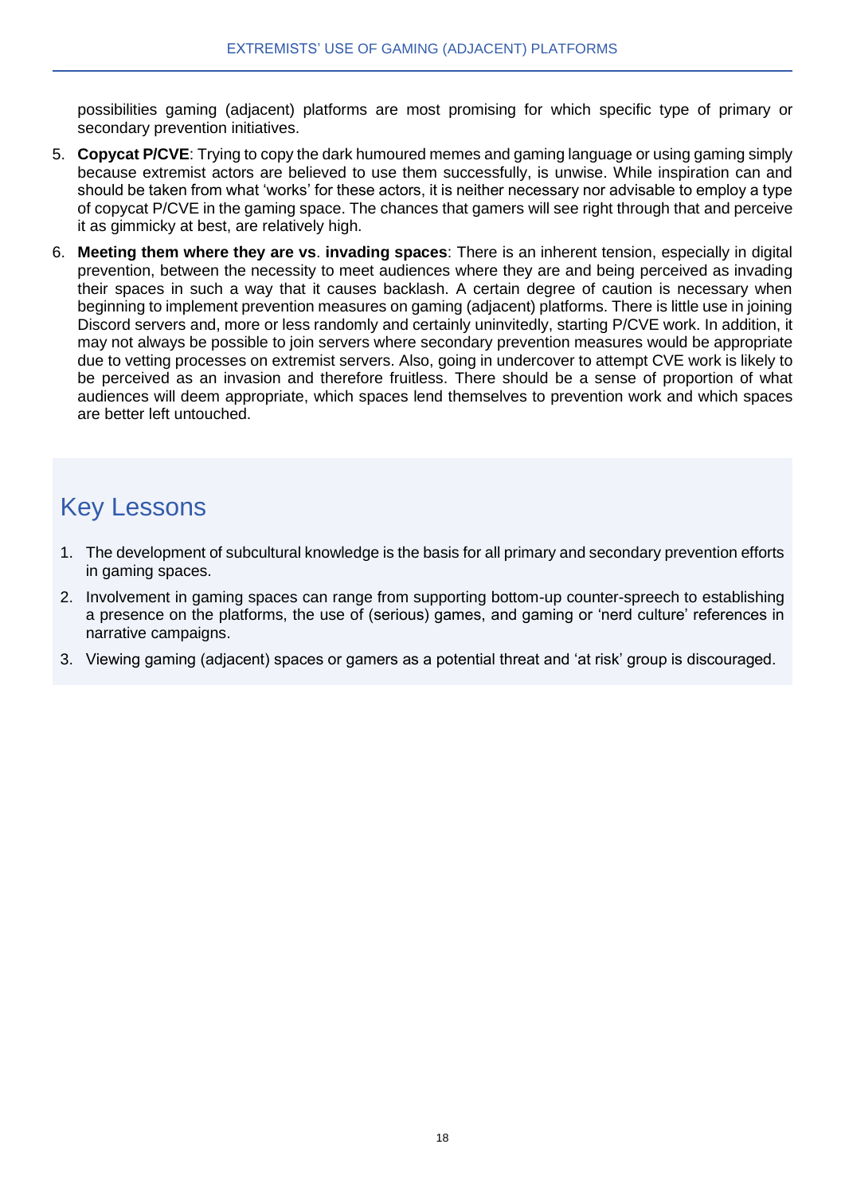possibilities gaming (adjacent) platforms are most promising for which specific type of primary or secondary prevention initiatives.

5. **Copycat P/CVE**: Trying to copy the dark humoured memes and gaming language or using gaming simply because extremist actors are believed to use them successfully, is unwise. While inspiration can and should be taken from what 'works' for these actors, it is neither necessary nor advisable to employ a type of copycat P/CVE in the gaming space. The chances that gamers will see right through that and perceive it as gimmicky at best, are relatively high.
6. **Meeting them where they are vs**. **invading spaces**: There is an inherent tension, especially in digital prevention, between the necessity to meet audiences where they are and being perceived as invading their spaces in such a way that it causes backlash. A certain degree of caution is necessary when beginning to implement prevention measures on gaming (adjacent) platforms. There is little use in joining Discord servers and, more or less randomly and certainly uninvitedly, starting P/CVE work. In addition, it may not always be possible to join servers where secondary prevention measures would be appropriate due to vetting processes on extremist servers. Also, going in undercover to attempt CVE work is likely to be perceived as an invasion and therefore fruitless. There should be a sense of proportion of what audiences will deem appropriate, which spaces lend themselves to prevention work and which spaces are better left untouched.

## Key Lessons

1. The development of subcultural knowledge is the basis for all primary and secondary prevention efforts in gaming spaces.
2. Involvement in gaming spaces can range from supporting bottom-up counter-spreech to establishing a presence on the platforms, the use of (serious) games, and gaming or 'nerd culture' references in narrative campaigns.
3. Viewing gaming (adjacent) spaces or gamers as a potential threat and 'at risk' group is discouraged.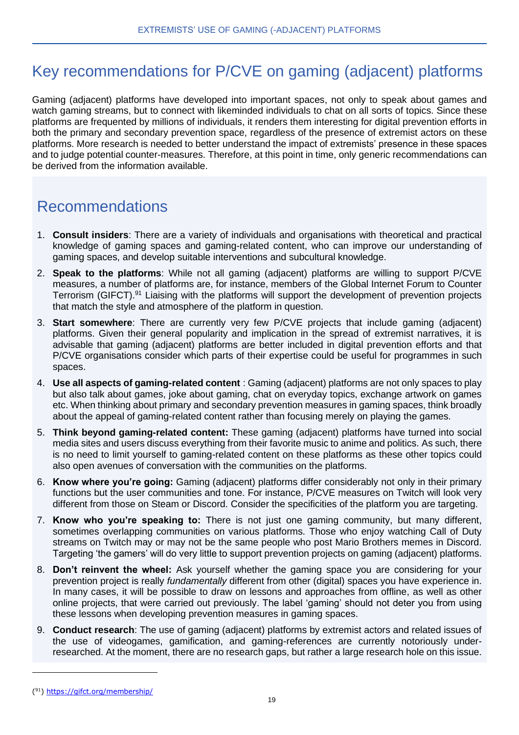# Key recommendations for P/CVE on gaming (adjacent) platforms

Gaming (adjacent) platforms have developed into important spaces, not only to speak about games and watch gaming streams, but to connect with likeminded individuals to chat on all sorts of topics. Since these platforms are frequented by millions of individuals, it renders them interesting for digital prevention efforts in both the primary and secondary prevention space, regardless of the presence of extremist actors on these platforms. More research is needed to better understand the impact of extremists' presence in these spaces and to judge potential counter-measures. Therefore, at this point in time, only generic recommendations can be derived from the information available.

## Recommendations

1. **Consult insiders**: There are a variety of individuals and organisations with theoretical and practical knowledge of gaming spaces and gaming-related content, who can improve our understanding of gaming spaces, and develop suitable interventions and subcultural knowledge.
2. **Speak to the platforms**: While not all gaming (adjacent) platforms are willing to support P/CVE measures, a number of platforms are, for instance, members of the Global Internet Forum to Counter Terrorism (GIFCT).[91] Liaising with the platforms will support the development of prevention projects that match the style and atmosphere of the platform in question.
3. **Start somewhere**: There are currently very few P/CVE projects that include gaming (adjacent) platforms. Given their general popularity and implication in the spread of extremist narratives, it is advisable that gaming (adjacent) platforms are better included in digital prevention efforts and that P/CVE organisations consider which parts of their expertise could be useful for programmes in such spaces.
4. **Use all aspects of gaming-related content** : Gaming (adjacent) platforms are not only spaces to play but also talk about games, joke about gaming, chat on everyday topics, exchange artwork on games etc. When thinking about primary and secondary prevention measures in gaming spaces, think broadly about the appeal of gaming-related content rather than focusing merely on playing the games.
5. **Think beyond gaming-related content:** These gaming (adjacent) platforms have turned into social media sites and users discuss everything from their favorite music to anime and politics. As such, there is no need to limit yourself to gaming-related content on these platforms as these other topics could also open avenues of conversation with the communities on the platforms.
6. **Know where you're going:** Gaming (adjacent) platforms differ considerably not only in their primary functions but the user communities and tone. For instance, P/CVE measures on Twitch will look very different from those on Steam or Discord. Consider the specificities of the platform you are targeting.
7. **Know who you're speaking to:** There is not just one gaming community, but many different, sometimes overlapping communities on various platforms. Those who enjoy watching Call of Duty streams on Twitch may or may not be the same people who post Mario Brothers memes in Discord. Targeting 'the gamers' will do very little to support prevention projects on gaming (adjacent) platforms.
8. **Don't reinvent the wheel:** Ask yourself whether the gaming space you are considering for your prevention project is really *fundamentally* different from other (digital) spaces you have experience in. In many cases, it will be possible to draw on lessons and approaches from offline, as well as other online projects, that were carried out previously. The label 'gaming' should not deter you from using these lessons when developing prevention measures in gaming spaces.
9. **Conduct research**: The use of gaming (adjacent) platforms by extremist actors and related issues of the use of videogames, gamification, and gaming-references are currently notoriously under-researched. At the moment, there are no research gaps, but rather a large research hole on this issue.

---

([91]) https://gifct.org/membership/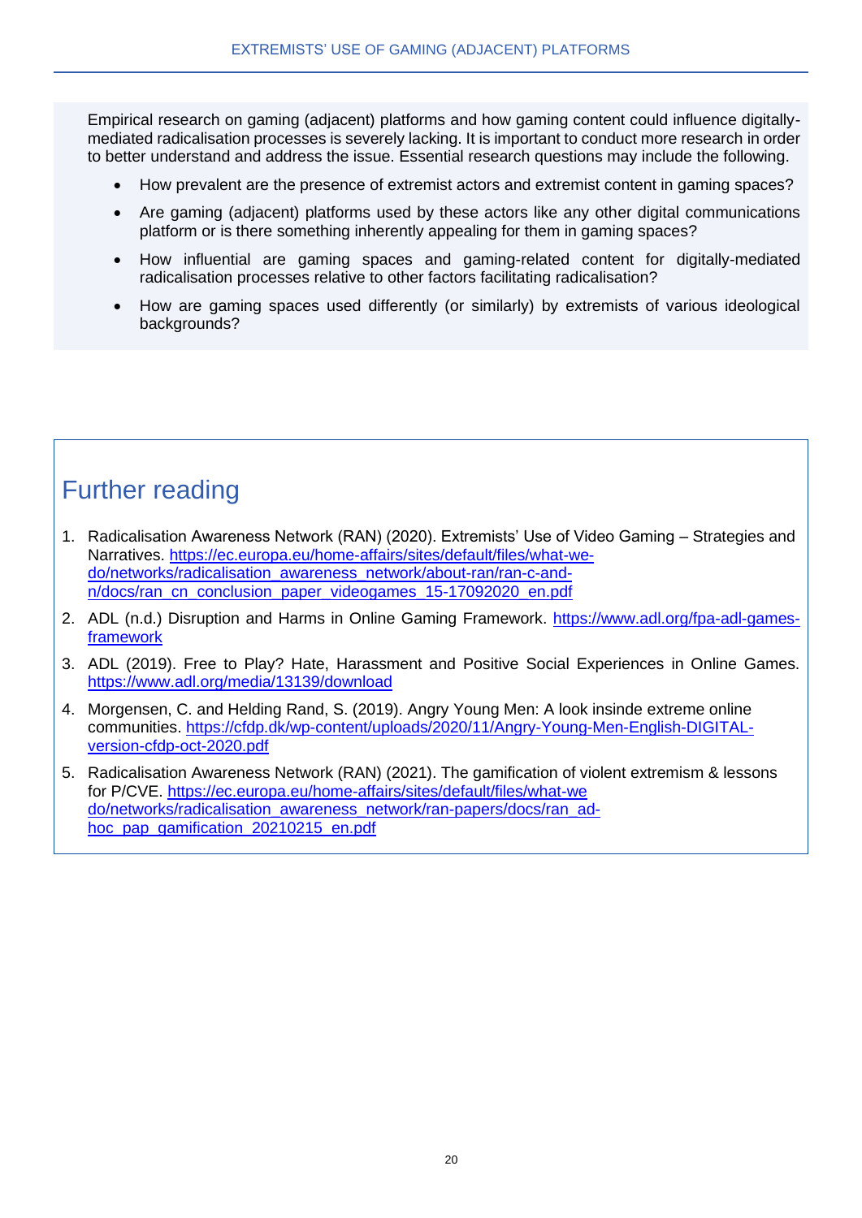Empirical research on gaming (adjacent) platforms and how gaming content could influence digitally-mediated radicalisation processes is severely lacking. It is important to conduct more research in order to better understand and address the issue. Essential research questions may include the following.

- How prevalent are the presence of extremist actors and extremist content in gaming spaces?
- Are gaming (adjacent) platforms used by these actors like any other digital communications platform or is there something inherently appealing for them in gaming spaces?
- How influential are gaming spaces and gaming-related content for digitally-mediated radicalisation processes relative to other factors facilitating radicalisation?
- How are gaming spaces used differently (or similarly) by extremists of various ideological backgrounds?

## Further reading

1. Radicalisation Awareness Network (RAN) (2020). Extremists' Use of Video Gaming – Strategies and Narratives. https://ec.europa.eu/home-affairs/sites/default/files/what-we-do/networks/radicalisation_awareness_network/about-ran/ran-c-and-n/docs/ran_cn_conclusion_paper_videogames_15-17092020_en.pdf
2. ADL (n.d.) Disruption and Harms in Online Gaming Framework. https://www.adl.org/fpa-adl-games-framework
3. ADL (2019). Free to Play? Hate, Harassment and Positive Social Experiences in Online Games. https://www.adl.org/media/13139/download
4. Morgensen, C. and Helding Rand, S. (2019). Angry Young Men: A look insinde extreme online communities. https://cfdp.dk/wp-content/uploads/2020/11/Angry-Young-Men-English-DIGITAL-version-cfdp-oct-2020.pdf
5. Radicalisation Awareness Network (RAN) (2021). The gamification of violent extremism & lessons for P/CVE. https://ec.europa.eu/home-affairs/sites/default/files/what-we do/networks/radicalisation_awareness_network/ran-papers/docs/ran_ad-hoc_pap_gamification_20210215_en.pdf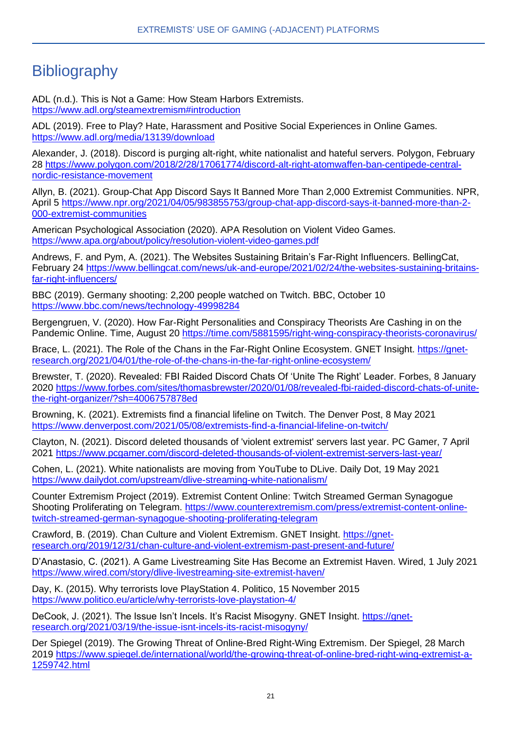# Bibliography

ADL (n.d.). This is Not a Game: How Steam Harbors Extremists. https://www.adl.org/steamextremism#introduction

ADL (2019). Free to Play? Hate, Harassment and Positive Social Experiences in Online Games. https://www.adl.org/media/13139/download

Alexander, J. (2018). Discord is purging alt-right, white nationalist and hateful servers. Polygon, February 28 https://www.polygon.com/2018/2/28/17061774/discord-alt-right-atomwaffen-ban-centipede-central-nordic-resistance-movement

Allyn, B. (2021). Group-Chat App Discord Says It Banned More Than 2,000 Extremist Communities. NPR, April 5 https://www.npr.org/2021/04/05/983855753/group-chat-app-discord-says-it-banned-more-than-2-000-extremist-communities

American Psychological Association (2020). APA Resolution on Violent Video Games. https://www.apa.org/about/policy/resolution-violent-video-games.pdf

Andrews, F. and Pym, A. (2021). The Websites Sustaining Britain's Far-Right Influencers. BellingCat, February 24 https://www.bellingcat.com/news/uk-and-europe/2021/02/24/the-websites-sustaining-britains-far-right-influencers/

BBC (2019). Germany shooting: 2,200 people watched on Twitch. BBC, October 10 https://www.bbc.com/news/technology-49998284

Bergengruen, V. (2020). How Far-Right Personalities and Conspiracy Theorists Are Cashing in on the Pandemic Online. Time, August 20 https://time.com/5881595/right-wing-conspiracy-theorists-coronavirus/

Brace, L. (2021). The Role of the Chans in the Far-Right Online Ecosystem. GNET Insight. https://gnet-research.org/2021/04/01/the-role-of-the-chans-in-the-far-right-online-ecosystem/

Brewster, T. (2020). Revealed: FBI Raided Discord Chats Of 'Unite The Right' Leader. Forbes, 8 January 2020 https://www.forbes.com/sites/thomasbrewster/2020/01/08/revealed-fbi-raided-discord-chats-of-unite-the-right-organizer/?sh=4006757878ed

Browning, K. (2021). Extremists find a financial lifeline on Twitch. The Denver Post, 8 May 2021 https://www.denverpost.com/2021/05/08/extremists-find-a-financial-lifeline-on-twitch/

Clayton, N. (2021). Discord deleted thousands of 'violent extremist' servers last year. PC Gamer, 7 April 2021 https://www.pcgamer.com/discord-deleted-thousands-of-violent-extremist-servers-last-year/

Cohen, L. (2021). White nationalists are moving from YouTube to DLive. Daily Dot, 19 May 2021 https://www.dailydot.com/upstream/dlive-streaming-white-nationalism/

Counter Extremism Project (2019). Extremist Content Online: Twitch Streamed German Synagogue Shooting Proliferating on Telegram. https://www.counterextremism.com/press/extremist-content-online-twitch-streamed-german-synagogue-shooting-proliferating-telegram

Crawford, B. (2019). Chan Culture and Violent Extremism. GNET Insight. https://gnet-research.org/2019/12/31/chan-culture-and-violent-extremism-past-present-and-future/

D'Anastasio, C. (2021). A Game Livestreaming Site Has Become an Extremist Haven. Wired, 1 July 2021 https://www.wired.com/story/dlive-livestreaming-site-extremist-haven/

Day, K. (2015). Why terrorists love PlayStation 4. Politico, 15 November 2015 https://www.politico.eu/article/why-terrorists-love-playstation-4/

DeCook, J. (2021). The Issue Isn't Incels. It's Racist Misogyny. GNET Insight. https://gnet-research.org/2021/03/19/the-issue-isnt-incels-its-racist-misogyny/

Der Spiegel (2019). The Growing Threat of Online-Bred Right-Wing Extremism. Der Spiegel, 28 March 2019 https://www.spiegel.de/international/world/the-growing-threat-of-online-bred-right-wing-extremist-a-1259742.html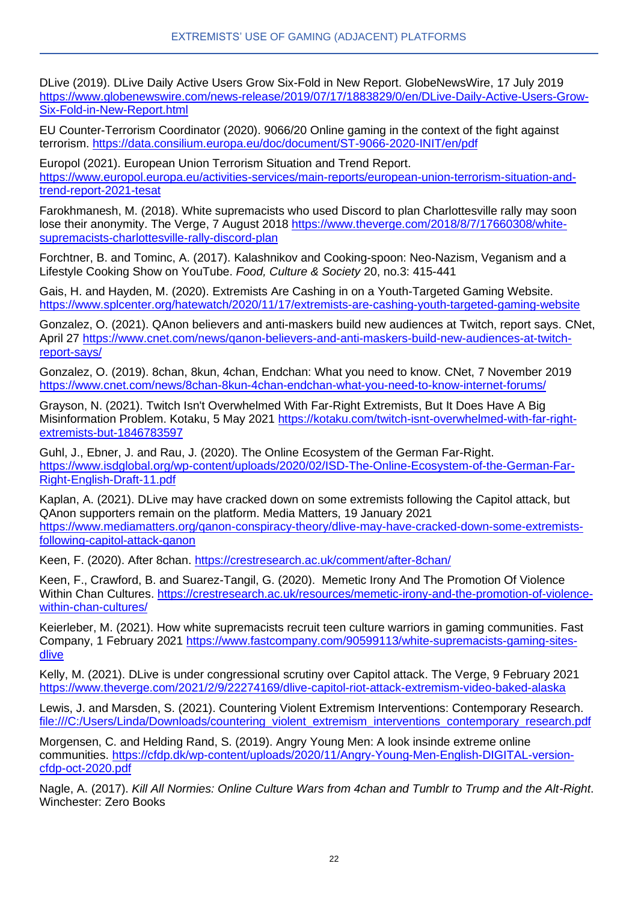DLive (2019). DLive Daily Active Users Grow Six-Fold in New Report. GlobeNewsWire, 17 July 2019 https://www.globenewswire.com/news-release/2019/07/17/1883829/0/en/DLive-Daily-Active-Users-Grow-Six-Fold-in-New-Report.html

EU Counter-Terrorism Coordinator (2020). 9066/20 Online gaming in the context of the fight against terrorism. https://data.consilium.europa.eu/doc/document/ST-9066-2020-INIT/en/pdf

Europol (2021). European Union Terrorism Situation and Trend Report. https://www.europol.europa.eu/activities-services/main-reports/european-union-terrorism-situation-and-trend-report-2021-tesat

Farokhmanesh, M. (2018). White supremacists who used Discord to plan Charlottesville rally may soon lose their anonymity. The Verge, 7 August 2018 https://www.theverge.com/2018/8/7/17660308/white-supremacists-charlottesville-rally-discord-plan

Forchtner, B. and Tominc, A. (2017). Kalashnikov and Cooking-spoon: Neo-Nazism, Veganism and a Lifestyle Cooking Show on YouTube. *Food, Culture & Society* 20, no.3: 415-441

Gais, H. and Hayden, M. (2020). Extremists Are Cashing in on a Youth-Targeted Gaming Website. https://www.splcenter.org/hatewatch/2020/11/17/extremists-are-cashing-youth-targeted-gaming-website

Gonzalez, O. (2021). QAnon believers and anti-maskers build new audiences at Twitch, report says. CNet, April 27 https://www.cnet.com/news/qanon-believers-and-anti-maskers-build-new-audiences-at-twitch-report-says/

Gonzalez, O. (2019). 8chan, 8kun, 4chan, Endchan: What you need to know. CNet, 7 November 2019 https://www.cnet.com/news/8chan-8kun-4chan-endchan-what-you-need-to-know-internet-forums/

Grayson, N. (2021). Twitch Isn't Overwhelmed With Far-Right Extremists, But It Does Have A Big Misinformation Problem. Kotaku, 5 May 2021 https://kotaku.com/twitch-isnt-overwhelmed-with-far-right-extremists-but-1846783597

Guhl, J., Ebner, J. and Rau, J. (2020). The Online Ecosystem of the German Far-Right. https://www.isdglobal.org/wp-content/uploads/2020/02/ISD-The-Online-Ecosystem-of-the-German-Far-Right-English-Draft-11.pdf

Kaplan, A. (2021). DLive may have cracked down on some extremists following the Capitol attack, but QAnon supporters remain on the platform. Media Matters, 19 January 2021 https://www.mediamatters.org/qanon-conspiracy-theory/dlive-may-have-cracked-down-some-extremists-following-capitol-attack-qanon

Keen, F. (2020). After 8chan. https://crestresearch.ac.uk/comment/after-8chan/

Keen, F., Crawford, B. and Suarez-Tangil, G. (2020). Memetic Irony And The Promotion Of Violence Within Chan Cultures. https://crestresearch.ac.uk/resources/memetic-irony-and-the-promotion-of-violence-within-chan-cultures/

Keierleber, M. (2021). How white supremacists recruit teen culture warriors in gaming communities. Fast Company, 1 February 2021 https://www.fastcompany.com/90599113/white-supremacists-gaming-sites-dlive

Kelly, M. (2021). DLive is under congressional scrutiny over Capitol attack. The Verge, 9 February 2021 https://www.theverge.com/2021/2/9/22274169/dlive-capitol-riot-attack-extremism-video-baked-alaska

Lewis, J. and Marsden, S. (2021). Countering Violent Extremism Interventions: Contemporary Research. file:///C:/Users/Linda/Downloads/countering_violent_extremism_interventions_contemporary_research.pdf

Morgensen, C. and Helding Rand, S. (2019). Angry Young Men: A look insinde extreme online communities. https://cfdp.dk/wp-content/uploads/2020/11/Angry-Young-Men-English-DIGITAL-version-cfdp-oct-2020.pdf

Nagle, A. (2017). *Kill All Normies: Online Culture Wars from 4chan and Tumblr to Trump and the Alt-Right*. Winchester: Zero Books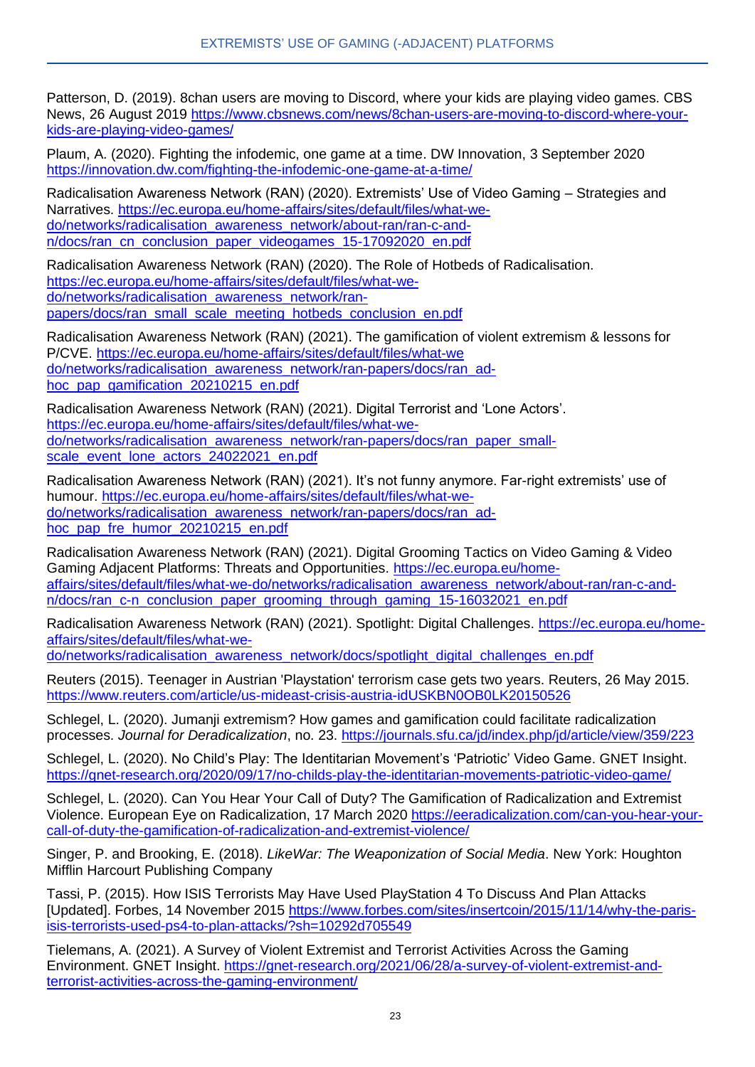Patterson, D. (2019). 8chan users are moving to Discord, where your kids are playing video games. CBS News, 26 August 2019 https://www.cbsnews.com/news/8chan-users-are-moving-to-discord-where-your-kids-are-playing-video-games/

Plaum, A. (2020). Fighting the infodemic, one game at a time. DW Innovation, 3 September 2020 https://innovation.dw.com/fighting-the-infodemic-one-game-at-a-time/

Radicalisation Awareness Network (RAN) (2020). Extremists' Use of Video Gaming – Strategies and Narratives. https://ec.europa.eu/home-affairs/sites/default/files/what-we-do/networks/radicalisation_awareness_network/about-ran/ran-c-and-n/docs/ran_cn_conclusion_paper_videogames_15-17092020_en.pdf

Radicalisation Awareness Network (RAN) (2020). The Role of Hotbeds of Radicalisation. https://ec.europa.eu/home-affairs/sites/default/files/what-we-do/networks/radicalisation_awareness_network/ran-papers/docs/ran_small_scale_meeting_hotbeds_conclusion_en.pdf

Radicalisation Awareness Network (RAN) (2021). The gamification of violent extremism & lessons for P/CVE. https://ec.europa.eu/home-affairs/sites/default/files/what-we do/networks/radicalisation_awareness_network/ran-papers/docs/ran_ad-hoc_pap_gamification_20210215_en.pdf

Radicalisation Awareness Network (RAN) (2021). Digital Terrorist and 'Lone Actors'. https://ec.europa.eu/home-affairs/sites/default/files/what-we-do/networks/radicalisation_awareness_network/ran-papers/docs/ran_paper_small-scale_event_lone_actors_24022021_en.pdf

Radicalisation Awareness Network (RAN) (2021). It's not funny anymore. Far-right extremists' use of humour. https://ec.europa.eu/home-affairs/sites/default/files/what-we-do/networks/radicalisation_awareness_network/ran-papers/docs/ran_ad-hoc_pap_fre_humor_20210215_en.pdf

Radicalisation Awareness Network (RAN) (2021). Digital Grooming Tactics on Video Gaming & Video Gaming Adjacent Platforms: Threats and Opportunities. https://ec.europa.eu/home-affairs/sites/default/files/what-we-do/networks/radicalisation_awareness_network/about-ran/ran-c-and-n/docs/ran_c-n_conclusion_paper_grooming_through_gaming_15-16032021_en.pdf

Radicalisation Awareness Network (RAN) (2021). Spotlight: Digital Challenges. https://ec.europa.eu/home-affairs/sites/default/files/what-we-do/networks/radicalisation_awareness_network/docs/spotlight_digital_challenges_en.pdf

Reuters (2015). Teenager in Austrian 'Playstation' terrorism case gets two years. Reuters, 26 May 2015. https://www.reuters.com/article/us-mideast-crisis-austria-idUSKBN0OB0LK20150526

Schlegel, L. (2020). Jumanji extremism? How games and gamification could facilitate radicalization processes. *Journal for Deradicalization*, no. 23. https://journals.sfu.ca/jd/index.php/jd/article/view/359/223

Schlegel, L. (2020). No Child's Play: The Identitarian Movement's 'Patriotic' Video Game. GNET Insight. https://gnet-research.org/2020/09/17/no-childs-play-the-identitarian-movements-patriotic-video-game/

Schlegel, L. (2020). Can You Hear Your Call of Duty? The Gamification of Radicalization and Extremist Violence. European Eye on Radicalization, 17 March 2020 https://eeradicalization.com/can-you-hear-your-call-of-duty-the-gamification-of-radicalization-and-extremist-violence/

Singer, P. and Brooking, E. (2018). *LikeWar: The Weaponization of Social Media*. New York: Houghton Mifflin Harcourt Publishing Company

Tassi, P. (2015). How ISIS Terrorists May Have Used PlayStation 4 To Discuss And Plan Attacks [Updated]. Forbes, 14 November 2015 https://www.forbes.com/sites/insertcoin/2015/11/14/why-the-paris-isis-terrorists-used-ps4-to-plan-attacks/?sh=10292d705549

Tielemans, A. (2021). A Survey of Violent Extremist and Terrorist Activities Across the Gaming Environment. GNET Insight. https://gnet-research.org/2021/06/28/a-survey-of-violent-extremist-and-terrorist-activities-across-the-gaming-environment/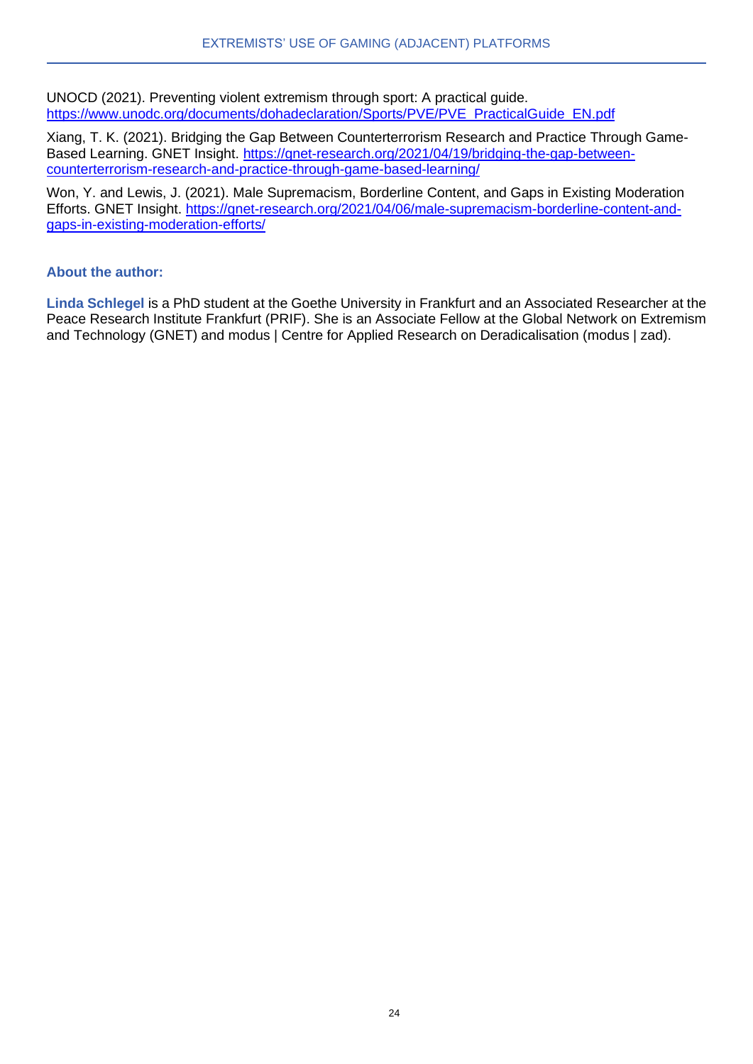UNOCD (2021). Preventing violent extremism through sport: A practical guide. [https://www.unodc.org/documents/dohadeclaration/Sports/PVE/PVE_PracticalGuide_EN.pdf](https://www.unodc.org/documents/dohadeclaration/Sports/PVE/PVE_PracticalGuide_EN.pdf)

Xiang, T. K. (2021). Bridging the Gap Between Counterterrorism Research and Practice Through Game-Based Learning. GNET Insight. [https://gnet-research.org/2021/04/19/bridging-the-gap-between-counterterrorism-research-and-practice-through-game-based-learning/](https://gnet-research.org/2021/04/19/bridging-the-gap-between-counterterrorism-research-and-practice-through-game-based-learning/)

Won, Y. and Lewis, J. (2021). Male Supremacism, Borderline Content, and Gaps in Existing Moderation Efforts. GNET Insight. [https://gnet-research.org/2021/04/06/male-supremacism-borderline-content-and-gaps-in-existing-moderation-efforts/](https://gnet-research.org/2021/04/06/male-supremacism-borderline-content-and-gaps-in-existing-moderation-efforts/)

### About the author:

**Linda Schlegel** is a PhD student at the Goethe University in Frankfurt and an Associated Researcher at the Peace Research Institute Frankfurt (PRIF). She is an Associate Fellow at the Global Network on Extremism and Technology (GNET) and modus | Centre for Applied Research on Deradicalisation (modus | zad).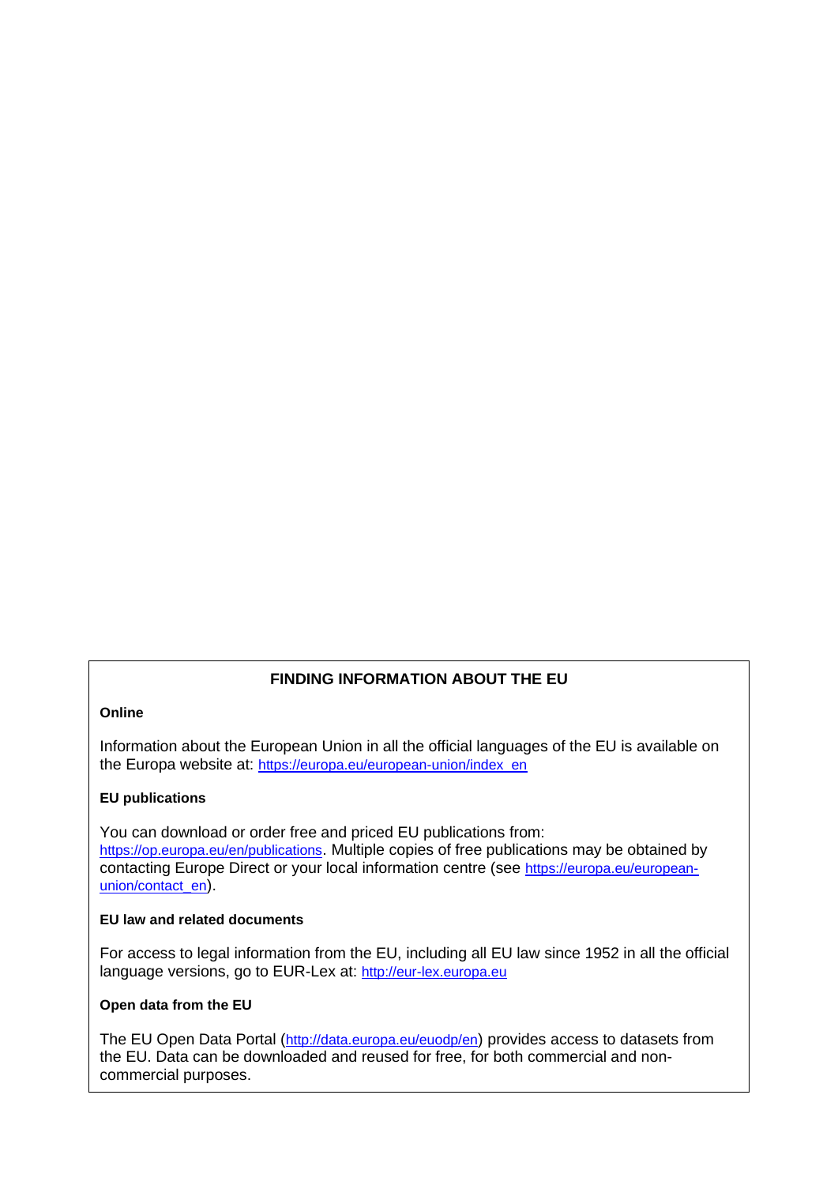## FINDING INFORMATION ABOUT THE EU

**Online**

Information about the European Union in all the official languages of the EU is available on the Europa website at: https://europa.eu/european-union/index_en

**EU publications**

You can download or order free and priced EU publications from: https://op.europa.eu/en/publications. Multiple copies of free publications may be obtained by contacting Europe Direct or your local information centre (see https://europa.eu/european-union/contact_en).

**EU law and related documents**

For access to legal information from the EU, including all EU law since 1952 in all the official language versions, go to EUR-Lex at: http://eur-lex.europa.eu

**Open data from the EU**

The EU Open Data Portal (http://data.europa.eu/euodp/en) provides access to datasets from the EU. Data can be downloaded and reused for free, for both commercial and non-commercial purposes.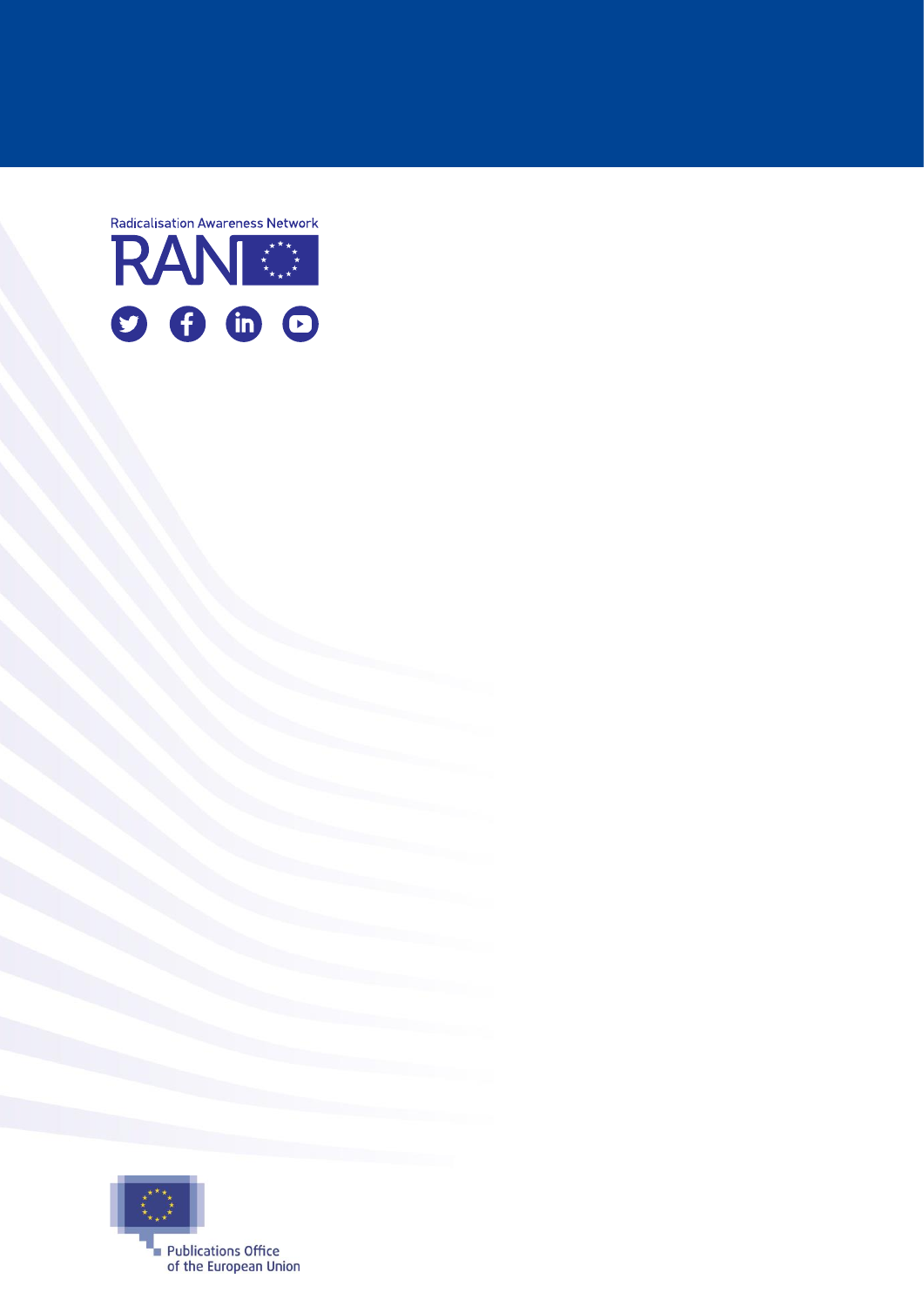Radicalisation Awareness Network

RAN

Publications Office
of the European Union